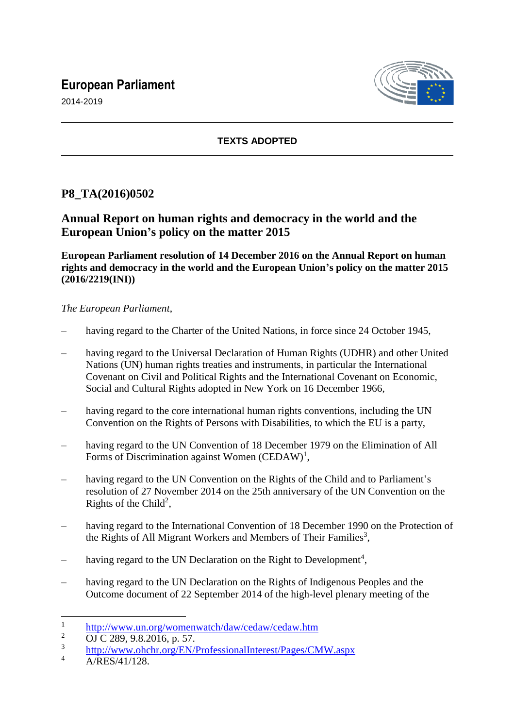**European Parliament**

2014-2019

**TEXTS ADOPTED**

# P8_TA(2016)0502

## Annual Report on human rights and democracy in the world and the European Union's policy on the matter 2015

**European Parliament resolution of 14 December 2016 on the Annual Report on human rights and democracy in the world and the European Union's policy on the matter 2015 (2016/2219(INI))**

*The European Parliament*,

- having regard to the Charter of the United Nations, in force since 24 October 1945,
- having regard to the Universal Declaration of Human Rights (UDHR) and other United Nations (UN) human rights treaties and instruments, in particular the International Covenant on Civil and Political Rights and the International Covenant on Economic, Social and Cultural Rights adopted in New York on 16 December 1966,
- having regard to the core international human rights conventions, including the UN Convention on the Rights of Persons with Disabilities, to which the EU is a party,
- having regard to the UN Convention of 18 December 1979 on the Elimination of All Forms of Discrimination against Women (CEDAW)[1],
- having regard to the UN Convention on the Rights of the Child and to Parliament's resolution of 27 November 2014 on the 25th anniversary of the UN Convention on the Rights of the Child[2],
- having regard to the International Convention of 18 December 1990 on the Protection of the Rights of All Migrant Workers and Members of Their Families[3],
- having regard to the UN Declaration on the Right to Development[4],
- having regard to the UN Declaration on the Rights of Indigenous Peoples and the Outcome document of 22 September 2014 of the high-level plenary meeting of the

---

[1] http://www.un.org/womenwatch/daw/cedaw/cedaw.htm

[2] OJ C 289, 9.8.2016, p. 57.

[3] http://www.ohchr.org/EN/ProfessionalInterest/Pages/CMW.aspx

[4] A/RES/41/128.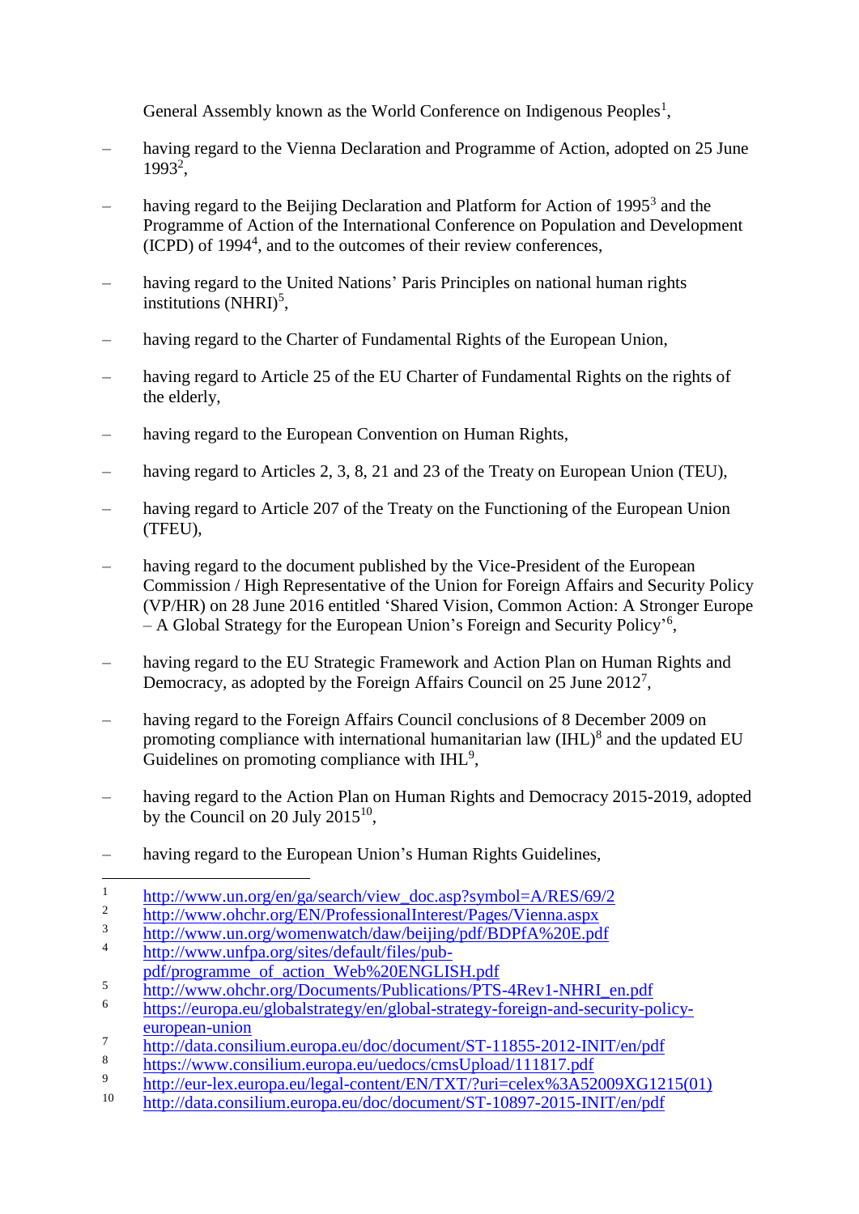General Assembly known as the World Conference on Indigenous Peoples[1],

– having regard to the Vienna Declaration and Programme of Action, adopted on 25 June 1993[2],

– having regard to the Beijing Declaration and Platform for Action of 1995[3] and the Programme of Action of the International Conference on Population and Development (ICPD) of 1994[4], and to the outcomes of their review conferences,

– having regard to the United Nations' Paris Principles on national human rights institutions (NHRI)[5],

– having regard to the Charter of Fundamental Rights of the European Union,

– having regard to Article 25 of the EU Charter of Fundamental Rights on the rights of the elderly,

– having regard to the European Convention on Human Rights,

– having regard to Articles 2, 3, 8, 21 and 23 of the Treaty on European Union (TEU),

– having regard to Article 207 of the Treaty on the Functioning of the European Union (TFEU),

– having regard to the document published by the Vice-President of the European Commission / High Representative of the Union for Foreign Affairs and Security Policy (VP/HR) on 28 June 2016 entitled 'Shared Vision, Common Action: A Stronger Europe – A Global Strategy for the European Union's Foreign and Security Policy'[6],

– having regard to the EU Strategic Framework and Action Plan on Human Rights and Democracy, as adopted by the Foreign Affairs Council on 25 June 2012[7],

– having regard to the Foreign Affairs Council conclusions of 8 December 2009 on promoting compliance with international humanitarian law (IHL)[8] and the updated EU Guidelines on promoting compliance with IHL[9],

– having regard to the Action Plan on Human Rights and Democracy 2015-2019, adopted by the Council on 20 July 2015[10],

– having regard to the European Union's Human Rights Guidelines,

---

1 http://www.un.org/en/ga/search/view_doc.asp?symbol=A/RES/69/2

2 http://www.ohchr.org/EN/ProfessionalInterest/Pages/Vienna.aspx

3 http://www.un.org/womenwatch/daw/beijing/pdf/BDPfA%20E.pdf

4 http://www.unfpa.org/sites/default/files/pub-pdf/programme_of_action_Web%20ENGLISH.pdf

5 http://www.ohchr.org/Documents/Publications/PTS-4Rev1-NHRI_en.pdf

6 https://europa.eu/globalstrategy/en/global-strategy-foreign-and-security-policy-european-union

7 http://data.consilium.europa.eu/doc/document/ST-11855-2012-INIT/en/pdf

8 https://www.consilium.europa.eu/uedocs/cmsUpload/111817.pdf

9 http://eur-lex.europa.eu/legal-content/EN/TXT/?uri=celex%3A52009XG1215(01)

10 http://data.consilium.europa.eu/doc/document/ST-10897-2015-INIT/en/pdf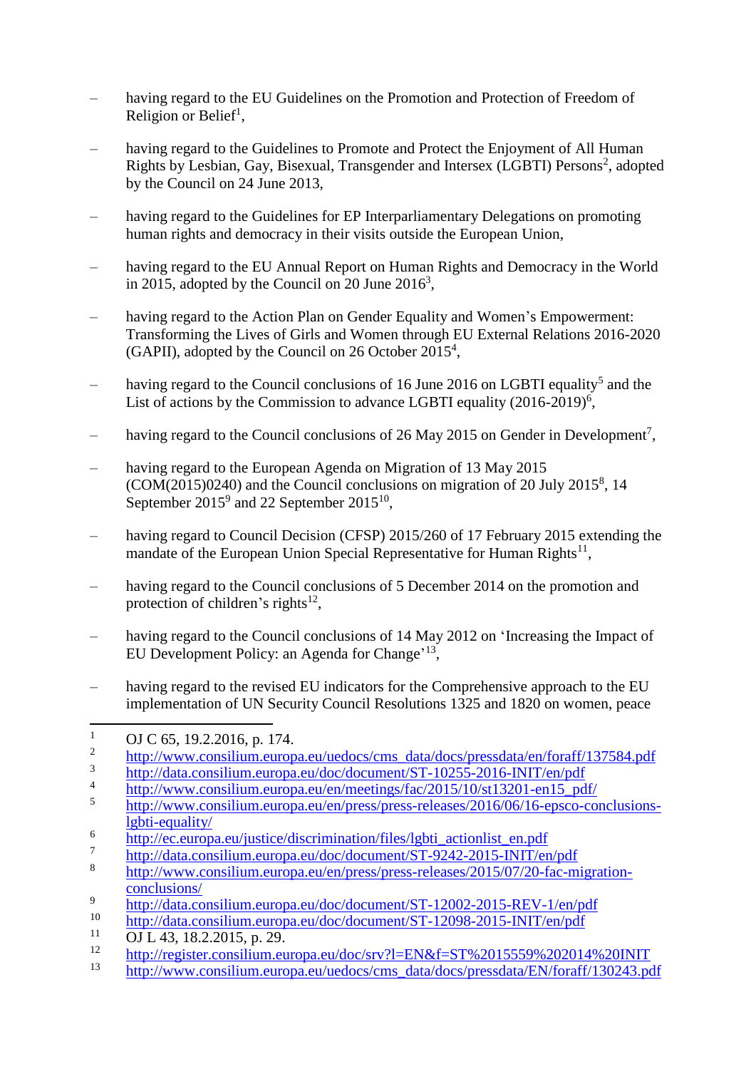– having regard to the EU Guidelines on the Promotion and Protection of Freedom of Religion or Belief[1],

– having regard to the Guidelines to Promote and Protect the Enjoyment of All Human Rights by Lesbian, Gay, Bisexual, Transgender and Intersex (LGBTI) Persons[2], adopted by the Council on 24 June 2013,

– having regard to the Guidelines for EP Interparliamentary Delegations on promoting human rights and democracy in their visits outside the European Union,

– having regard to the EU Annual Report on Human Rights and Democracy in the World in 2015, adopted by the Council on 20 June 2016[3],

– having regard to the Action Plan on Gender Equality and Women's Empowerment: Transforming the Lives of Girls and Women through EU External Relations 2016-2020 (GAPII), adopted by the Council on 26 October 2015[4],

– having regard to the Council conclusions of 16 June 2016 on LGBTI equality[5] and the List of actions by the Commission to advance LGBTI equality (2016-2019)[6],

– having regard to the Council conclusions of 26 May 2015 on Gender in Development[7],

– having regard to the European Agenda on Migration of 13 May 2015 (COM(2015)0240) and the Council conclusions on migration of 20 July 2015[8], 14 September 2015[9] and 22 September 2015[10],

– having regard to Council Decision (CFSP) 2015/260 of 17 February 2015 extending the mandate of the European Union Special Representative for Human Rights[11],

– having regard to the Council conclusions of 5 December 2014 on the promotion and protection of children's rights[12],

– having regard to the Council conclusions of 14 May 2012 on 'Increasing the Impact of EU Development Policy: an Agenda for Change'[13],

– having regard to the revised EU indicators for the Comprehensive approach to the EU implementation of UN Security Council Resolutions 1325 and 1820 on women, peace

---

[1] OJ C 65, 19.2.2016, p. 174.
[2] http://www.consilium.europa.eu/uedocs/cms_data/docs/pressdata/en/foraff/137584.pdf
[3] http://data.consilium.europa.eu/doc/document/ST-10255-2016-INIT/en/pdf
[4] http://www.consilium.europa.eu/en/meetings/fac/2015/10/st13201-en15_pdf/
[5] http://www.consilium.europa.eu/en/press/press-releases/2016/06/16-epsco-conclusions-lgbti-equality/
[6] http://ec.europa.eu/justice/discrimination/files/lgbti_actionlist_en.pdf
[7] http://data.consilium.europa.eu/doc/document/ST-9242-2015-INIT/en/pdf
[8] http://www.consilium.europa.eu/en/press/press-releases/2015/07/20-fac-migration-conclusions/
[9] http://data.consilium.europa.eu/doc/document/ST-12002-2015-REV-1/en/pdf
[10] http://data.consilium.europa.eu/doc/document/ST-12098-2015-INIT/en/pdf
[11] OJ L 43, 18.2.2015, p. 29.
[12] http://register.consilium.europa.eu/doc/srv?l=EN&f=ST%2015559%202014%20INIT
[13] http://www.consilium.europa.eu/uedocs/cms_data/docs/pressdata/EN/foraff/130243.pdf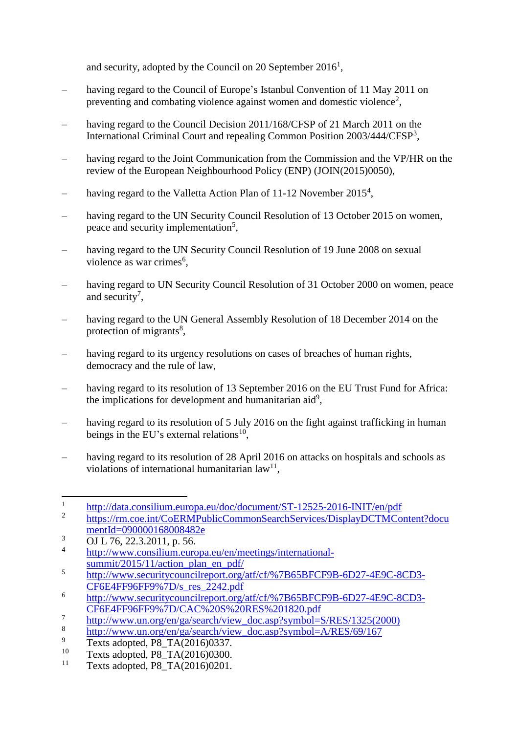and security, adopted by the Council on 20 September 2016[1],

– having regard to the Council of Europe's Istanbul Convention of 11 May 2011 on preventing and combating violence against women and domestic violence[2],

– having regard to the Council Decision 2011/168/CFSP of 21 March 2011 on the International Criminal Court and repealing Common Position 2003/444/CFSP[3],

– having regard to the Joint Communication from the Commission and the VP/HR on the review of the European Neighbourhood Policy (ENP) (JOIN(2015)0050),

– having regard to the Valletta Action Plan of 11-12 November 2015[4],

– having regard to the UN Security Council Resolution of 13 October 2015 on women, peace and security implementation[5],

– having regard to the UN Security Council Resolution of 19 June 2008 on sexual violence as war crimes[6],

– having regard to UN Security Council Resolution of 31 October 2000 on women, peace and security[7],

– having regard to the UN General Assembly Resolution of 18 December 2014 on the protection of migrants[8],

– having regard to its urgency resolutions on cases of breaches of human rights, democracy and the rule of law,

– having regard to its resolution of 13 September 2016 on the EU Trust Fund for Africa: the implications for development and humanitarian aid[9],

– having regard to its resolution of 5 July 2016 on the fight against trafficking in human beings in the EU's external relations[10],

– having regard to its resolution of 28 April 2016 on attacks on hospitals and schools as violations of international humanitarian law[11],

---

[1] http://data.consilium.europa.eu/doc/document/ST-12525-2016-INIT/en/pdf

[2] https://rm.coe.int/CoERMPublicCommonSearchServices/DisplayDCTMContent?documentId=090000168008482e

[3] OJ L 76, 22.3.2011, p. 56.

[4] http://www.consilium.europa.eu/en/meetings/international-summit/2015/11/action_plan_en_pdf/

[5] http://www.securitycouncilreport.org/atf/cf/%7B65BFCF9B-6D27-4E9C-8CD3-CF6E4FF96FF9%7D/s_res_2242.pdf

[6] http://www.securitycouncilreport.org/atf/cf/%7B65BFCF9B-6D27-4E9C-8CD3-CF6E4FF96FF9%7D/CAC%20S%20RES%201820.pdf

[7] http://www.un.org/en/ga/search/view_doc.asp?symbol=S/RES/1325(2000)

[8] http://www.un.org/en/ga/search/view_doc.asp?symbol=A/RES/69/167

[9] Texts adopted, P8_TA(2016)0337.

[10] Texts adopted, P8_TA(2016)0300.

[11] Texts adopted, P8_TA(2016)0201.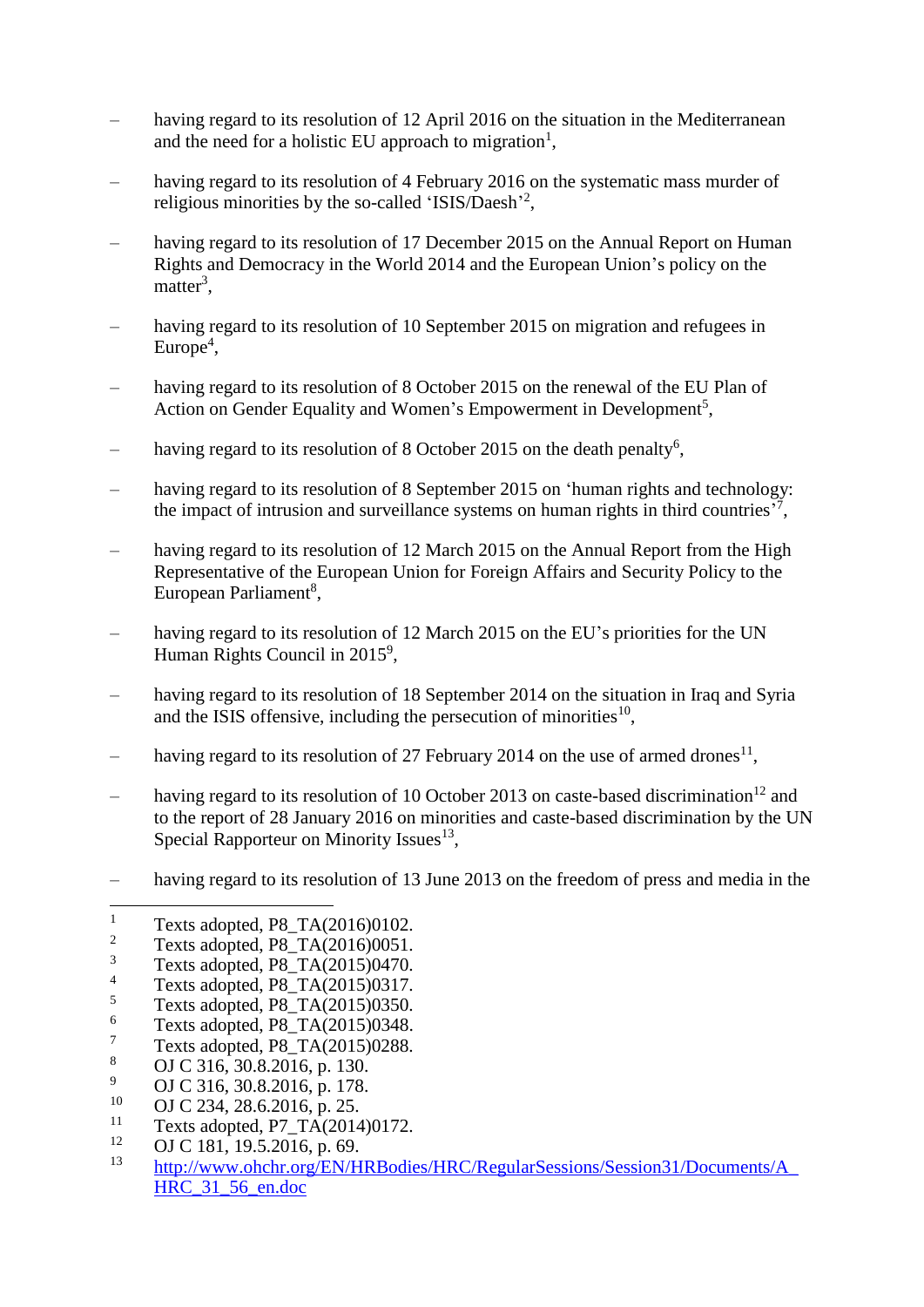– having regard to its resolution of 12 April 2016 on the situation in the Mediterranean and the need for a holistic EU approach to migration[1],

– having regard to its resolution of 4 February 2016 on the systematic mass murder of religious minorities by the so-called 'ISIS/Daesh'[2],

– having regard to its resolution of 17 December 2015 on the Annual Report on Human Rights and Democracy in the World 2014 and the European Union's policy on the matter[3],

– having regard to its resolution of 10 September 2015 on migration and refugees in Europe[4],

– having regard to its resolution of 8 October 2015 on the renewal of the EU Plan of Action on Gender Equality and Women's Empowerment in Development[5],

– having regard to its resolution of 8 October 2015 on the death penalty[6],

– having regard to its resolution of 8 September 2015 on 'human rights and technology: the impact of intrusion and surveillance systems on human rights in third countries'[7],

– having regard to its resolution of 12 March 2015 on the Annual Report from the High Representative of the European Union for Foreign Affairs and Security Policy to the European Parliament[8],

– having regard to its resolution of 12 March 2015 on the EU's priorities for the UN Human Rights Council in 2015[9],

– having regard to its resolution of 18 September 2014 on the situation in Iraq and Syria and the ISIS offensive, including the persecution of minorities[10],

– having regard to its resolution of 27 February 2014 on the use of armed drones[11],

– having regard to its resolution of 10 October 2013 on caste-based discrimination[12] and to the report of 28 January 2016 on minorities and caste-based discrimination by the UN Special Rapporteur on Minority Issues[13],

– having regard to its resolution of 13 June 2013 on the freedom of press and media in the

---

[1] Texts adopted, P8_TA(2016)0102.
[2] Texts adopted, P8_TA(2016)0051.
[3] Texts adopted, P8_TA(2015)0470.
[4] Texts adopted, P8_TA(2015)0317.
[5] Texts adopted, P8_TA(2015)0350.
[6] Texts adopted, P8_TA(2015)0348.
[7] Texts adopted, P8_TA(2015)0288.
[8] OJ C 316, 30.8.2016, p. 130.
[9] OJ C 316, 30.8.2016, p. 178.
[10] OJ C 234, 28.6.2016, p. 25.
[11] Texts adopted, P7_TA(2014)0172.
[12] OJ C 181, 19.5.2016, p. 69.
[13] http://www.ohchr.org/EN/HRBodies/HRC/RegularSessions/Session31/Documents/A_HRC_31_56_en.doc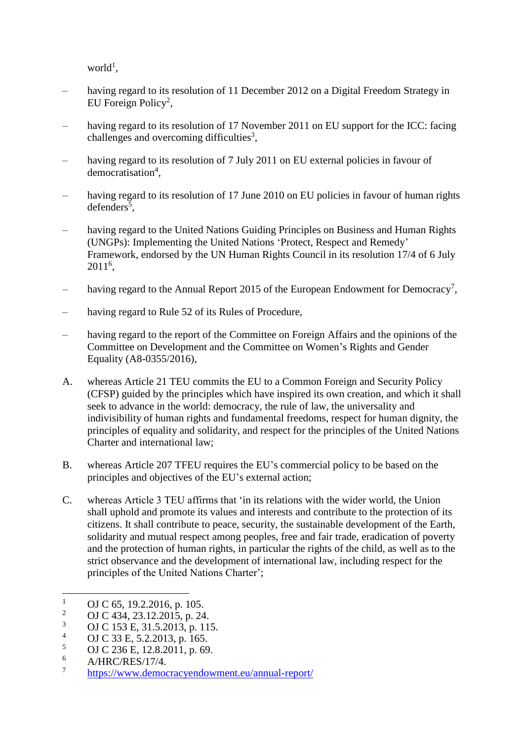world[1],

– having regard to its resolution of 11 December 2012 on a Digital Freedom Strategy in EU Foreign Policy[2],

– having regard to its resolution of 17 November 2011 on EU support for the ICC: facing challenges and overcoming difficulties[3],

– having regard to its resolution of 7 July 2011 on EU external policies in favour of democratisation[4],

– having regard to its resolution of 17 June 2010 on EU policies in favour of human rights defenders[5],

– having regard to the United Nations Guiding Principles on Business and Human Rights (UNGPs): Implementing the United Nations 'Protect, Respect and Remedy' Framework, endorsed by the UN Human Rights Council in its resolution 17/4 of 6 July 2011[6],

– having regard to the Annual Report 2015 of the European Endowment for Democracy[7],

– having regard to Rule 52 of its Rules of Procedure,

– having regard to the report of the Committee on Foreign Affairs and the opinions of the Committee on Development and the Committee on Women's Rights and Gender Equality (A8-0355/2016),

A. whereas Article 21 TEU commits the EU to a Common Foreign and Security Policy (CFSP) guided by the principles which have inspired its own creation, and which it shall seek to advance in the world: democracy, the rule of law, the universality and indivisibility of human rights and fundamental freedoms, respect for human dignity, the principles of equality and solidarity, and respect for the principles of the United Nations Charter and international law;

B. whereas Article 207 TFEU requires the EU's commercial policy to be based on the principles and objectives of the EU's external action;

C. whereas Article 3 TEU affirms that 'in its relations with the wider world, the Union shall uphold and promote its values and interests and contribute to the protection of its citizens. It shall contribute to peace, security, the sustainable development of the Earth, solidarity and mutual respect among peoples, free and fair trade, eradication of poverty and the protection of human rights, in particular the rights of the child, as well as to the strict observance and the development of international law, including respect for the principles of the United Nations Charter';

---

[1] OJ C 65, 19.2.2016, p. 105.
[2] OJ C 434, 23.12.2015, p. 24.
[3] OJ C 153 E, 31.5.2013, p. 115.
[4] OJ C 33 E, 5.2.2013, p. 165.
[5] OJ C 236 E, 12.8.2011, p. 69.
[6] A/HRC/RES/17/4.
[7] https://www.democracyendowment.eu/annual-report/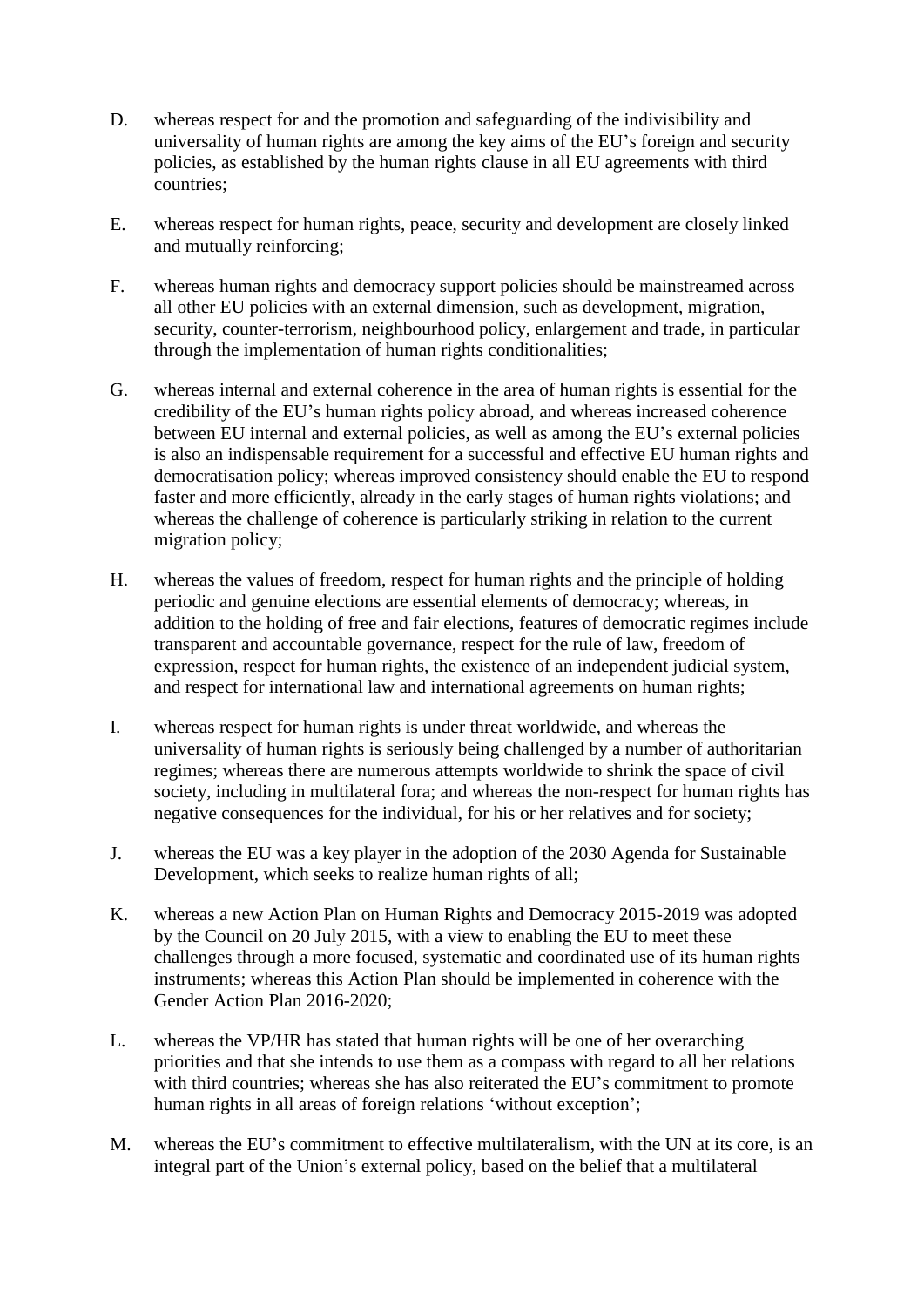D. whereas respect for and the promotion and safeguarding of the indivisibility and universality of human rights are among the key aims of the EU's foreign and security policies, as established by the human rights clause in all EU agreements with third countries;

E. whereas respect for human rights, peace, security and development are closely linked and mutually reinforcing;

F. whereas human rights and democracy support policies should be mainstreamed across all other EU policies with an external dimension, such as development, migration, security, counter-terrorism, neighbourhood policy, enlargement and trade, in particular through the implementation of human rights conditionalities;

G. whereas internal and external coherence in the area of human rights is essential for the credibility of the EU's human rights policy abroad, and whereas increased coherence between EU internal and external policies, as well as among the EU's external policies is also an indispensable requirement for a successful and effective EU human rights and democratisation policy; whereas improved consistency should enable the EU to respond faster and more efficiently, already in the early stages of human rights violations; and whereas the challenge of coherence is particularly striking in relation to the current migration policy;

H. whereas the values of freedom, respect for human rights and the principle of holding periodic and genuine elections are essential elements of democracy; whereas, in addition to the holding of free and fair elections, features of democratic regimes include transparent and accountable governance, respect for the rule of law, freedom of expression, respect for human rights, the existence of an independent judicial system, and respect for international law and international agreements on human rights;

I. whereas respect for human rights is under threat worldwide, and whereas the universality of human rights is seriously being challenged by a number of authoritarian regimes; whereas there are numerous attempts worldwide to shrink the space of civil society, including in multilateral fora; and whereas the non-respect for human rights has negative consequences for the individual, for his or her relatives and for society;

J. whereas the EU was a key player in the adoption of the 2030 Agenda for Sustainable Development, which seeks to realize human rights of all;

K. whereas a new Action Plan on Human Rights and Democracy 2015-2019 was adopted by the Council on 20 July 2015, with a view to enabling the EU to meet these challenges through a more focused, systematic and coordinated use of its human rights instruments; whereas this Action Plan should be implemented in coherence with the Gender Action Plan 2016-2020;

L. whereas the VP/HR has stated that human rights will be one of her overarching priorities and that she intends to use them as a compass with regard to all her relations with third countries; whereas she has also reiterated the EU's commitment to promote human rights in all areas of foreign relations 'without exception';

M. whereas the EU's commitment to effective multilateralism, with the UN at its core, is an integral part of the Union's external policy, based on the belief that a multilateral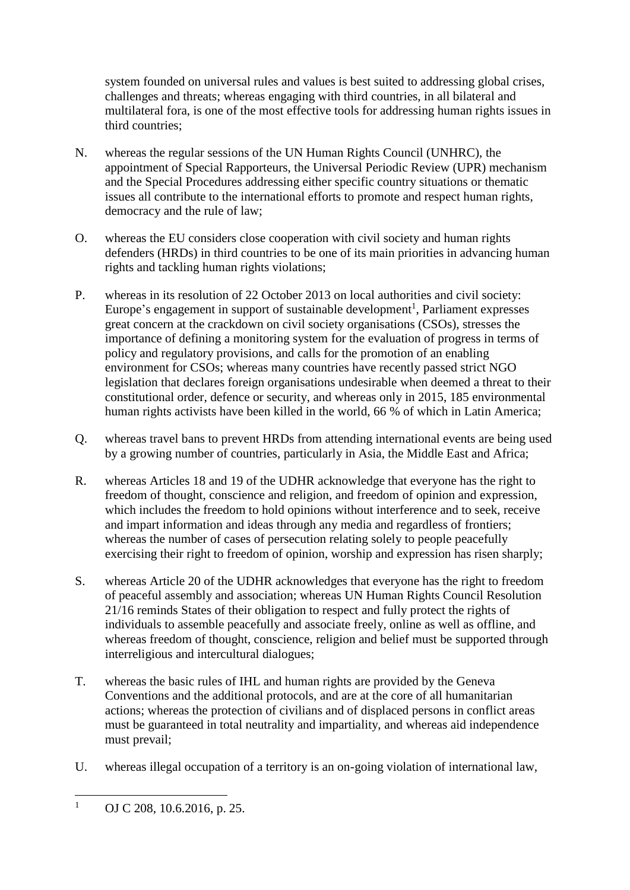system founded on universal rules and values is best suited to addressing global crises, challenges and threats; whereas engaging with third countries, in all bilateral and multilateral fora, is one of the most effective tools for addressing human rights issues in third countries;

N. whereas the regular sessions of the UN Human Rights Council (UNHRC), the appointment of Special Rapporteurs, the Universal Periodic Review (UPR) mechanism and the Special Procedures addressing either specific country situations or thematic issues all contribute to the international efforts to promote and respect human rights, democracy and the rule of law;

O. whereas the EU considers close cooperation with civil society and human rights defenders (HRDs) in third countries to be one of its main priorities in advancing human rights and tackling human rights violations;

P. whereas in its resolution of 22 October 2013 on local authorities and civil society: Europe's engagement in support of sustainable development[1], Parliament expresses great concern at the crackdown on civil society organisations (CSOs), stresses the importance of defining a monitoring system for the evaluation of progress in terms of policy and regulatory provisions, and calls for the promotion of an enabling environment for CSOs; whereas many countries have recently passed strict NGO legislation that declares foreign organisations undesirable when deemed a threat to their constitutional order, defence or security, and whereas only in 2015, 185 environmental human rights activists have been killed in the world, 66 % of which in Latin America;

Q. whereas travel bans to prevent HRDs from attending international events are being used by a growing number of countries, particularly in Asia, the Middle East and Africa;

R. whereas Articles 18 and 19 of the UDHR acknowledge that everyone has the right to freedom of thought, conscience and religion, and freedom of opinion and expression, which includes the freedom to hold opinions without interference and to seek, receive and impart information and ideas through any media and regardless of frontiers; whereas the number of cases of persecution relating solely to people peacefully exercising their right to freedom of opinion, worship and expression has risen sharply;

S. whereas Article 20 of the UDHR acknowledges that everyone has the right to freedom of peaceful assembly and association; whereas UN Human Rights Council Resolution 21/16 reminds States of their obligation to respect and fully protect the rights of individuals to assemble peacefully and associate freely, online as well as offline, and whereas freedom of thought, conscience, religion and belief must be supported through interreligious and intercultural dialogues;

T. whereas the basic rules of IHL and human rights are provided by the Geneva Conventions and the additional protocols, and are at the core of all humanitarian actions; whereas the protection of civilians and of displaced persons in conflict areas must be guaranteed in total neutrality and impartiality, and whereas aid independence must prevail;

U. whereas illegal occupation of a territory is an on-going violation of international law,

[1] OJ C 208, 10.6.2016, p. 25.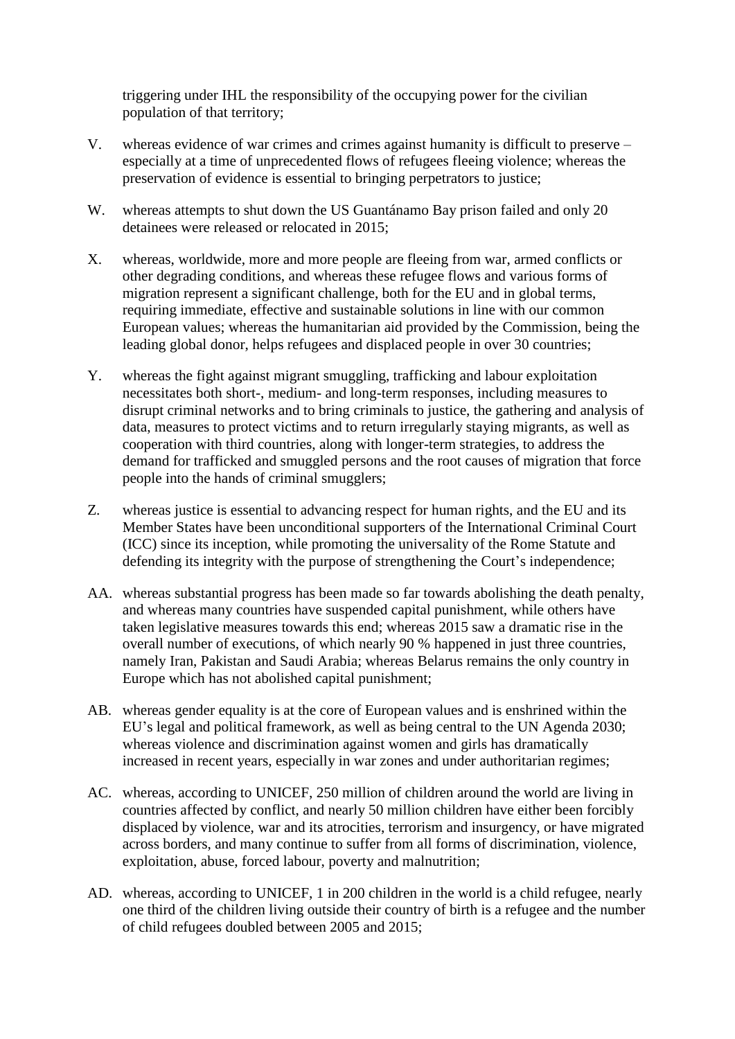triggering under IHL the responsibility of the occupying power for the civilian population of that territory;

V. whereas evidence of war crimes and crimes against humanity is difficult to preserve – especially at a time of unprecedented flows of refugees fleeing violence; whereas the preservation of evidence is essential to bringing perpetrators to justice;

W. whereas attempts to shut down the US Guantánamo Bay prison failed and only 20 detainees were released or relocated in 2015;

X. whereas, worldwide, more and more people are fleeing from war, armed conflicts or other degrading conditions, and whereas these refugee flows and various forms of migration represent a significant challenge, both for the EU and in global terms, requiring immediate, effective and sustainable solutions in line with our common European values; whereas the humanitarian aid provided by the Commission, being the leading global donor, helps refugees and displaced people in over 30 countries;

Y. whereas the fight against migrant smuggling, trafficking and labour exploitation necessitates both short-, medium- and long-term responses, including measures to disrupt criminal networks and to bring criminals to justice, the gathering and analysis of data, measures to protect victims and to return irregularly staying migrants, as well as cooperation with third countries, along with longer-term strategies, to address the demand for trafficked and smuggled persons and the root causes of migration that force people into the hands of criminal smugglers;

Z. whereas justice is essential to advancing respect for human rights, and the EU and its Member States have been unconditional supporters of the International Criminal Court (ICC) since its inception, while promoting the universality of the Rome Statute and defending its integrity with the purpose of strengthening the Court's independence;

AA. whereas substantial progress has been made so far towards abolishing the death penalty, and whereas many countries have suspended capital punishment, while others have taken legislative measures towards this end; whereas 2015 saw a dramatic rise in the overall number of executions, of which nearly 90 % happened in just three countries, namely Iran, Pakistan and Saudi Arabia; whereas Belarus remains the only country in Europe which has not abolished capital punishment;

AB. whereas gender equality is at the core of European values and is enshrined within the EU's legal and political framework, as well as being central to the UN Agenda 2030; whereas violence and discrimination against women and girls has dramatically increased in recent years, especially in war zones and under authoritarian regimes;

AC. whereas, according to UNICEF, 250 million of children around the world are living in countries affected by conflict, and nearly 50 million children have either been forcibly displaced by violence, war and its atrocities, terrorism and insurgency, or have migrated across borders, and many continue to suffer from all forms of discrimination, violence, exploitation, abuse, forced labour, poverty and malnutrition;

AD. whereas, according to UNICEF, 1 in 200 children in the world is a child refugee, nearly one third of the children living outside their country of birth is a refugee and the number of child refugees doubled between 2005 and 2015;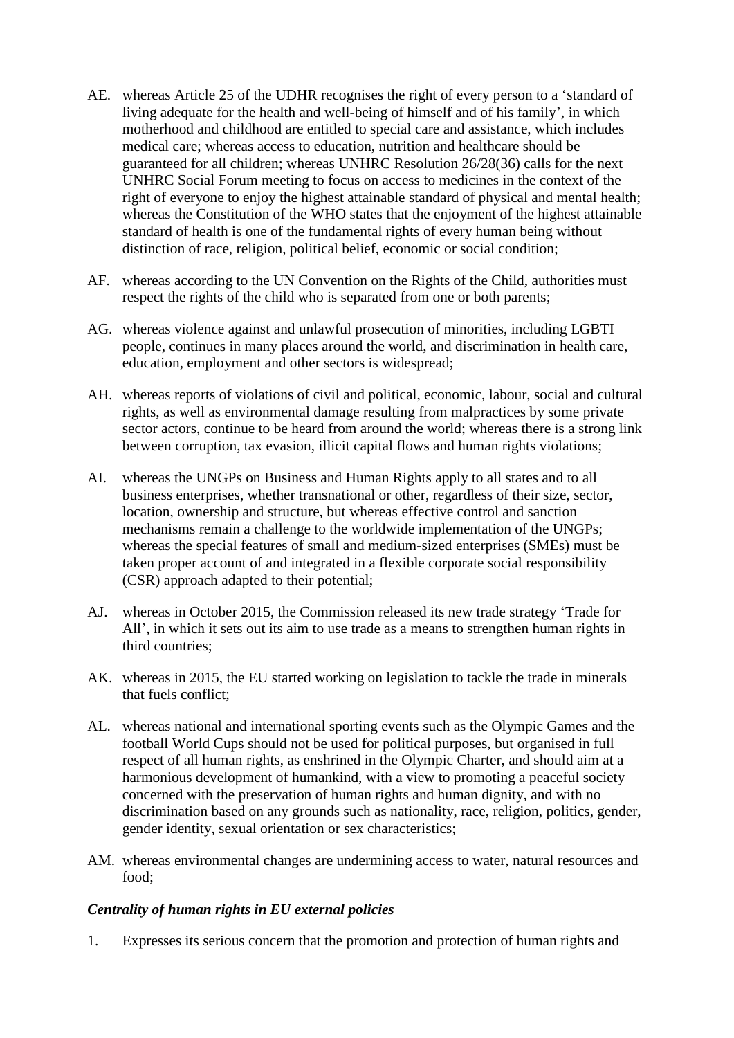AE. whereas Article 25 of the UDHR recognises the right of every person to a 'standard of living adequate for the health and well-being of himself and of his family', in which motherhood and childhood are entitled to special care and assistance, which includes medical care; whereas access to education, nutrition and healthcare should be guaranteed for all children; whereas UNHRC Resolution 26/28(36) calls for the next UNHRC Social Forum meeting to focus on access to medicines in the context of the right of everyone to enjoy the highest attainable standard of physical and mental health; whereas the Constitution of the WHO states that the enjoyment of the highest attainable standard of health is one of the fundamental rights of every human being without distinction of race, religion, political belief, economic or social condition;

AF. whereas according to the UN Convention on the Rights of the Child, authorities must respect the rights of the child who is separated from one or both parents;

AG. whereas violence against and unlawful prosecution of minorities, including LGBTI people, continues in many places around the world, and discrimination in health care, education, employment and other sectors is widespread;

AH. whereas reports of violations of civil and political, economic, labour, social and cultural rights, as well as environmental damage resulting from malpractices by some private sector actors, continue to be heard from around the world; whereas there is a strong link between corruption, tax evasion, illicit capital flows and human rights violations;

AI. whereas the UNGPs on Business and Human Rights apply to all states and to all business enterprises, whether transnational or other, regardless of their size, sector, location, ownership and structure, but whereas effective control and sanction mechanisms remain a challenge to the worldwide implementation of the UNGPs; whereas the special features of small and medium-sized enterprises (SMEs) must be taken proper account of and integrated in a flexible corporate social responsibility (CSR) approach adapted to their potential;

AJ. whereas in October 2015, the Commission released its new trade strategy 'Trade for All', in which it sets out its aim to use trade as a means to strengthen human rights in third countries;

AK. whereas in 2015, the EU started working on legislation to tackle the trade in minerals that fuels conflict;

AL. whereas national and international sporting events such as the Olympic Games and the football World Cups should not be used for political purposes, but organised in full respect of all human rights, as enshrined in the Olympic Charter, and should aim at a harmonious development of humankind, with a view to promoting a peaceful society concerned with the preservation of human rights and human dignity, and with no discrimination based on any grounds such as nationality, race, religion, politics, gender, gender identity, sexual orientation or sex characteristics;

AM. whereas environmental changes are undermining access to water, natural resources and food;

***Centrality of human rights in EU external policies***

1. Expresses its serious concern that the promotion and protection of human rights and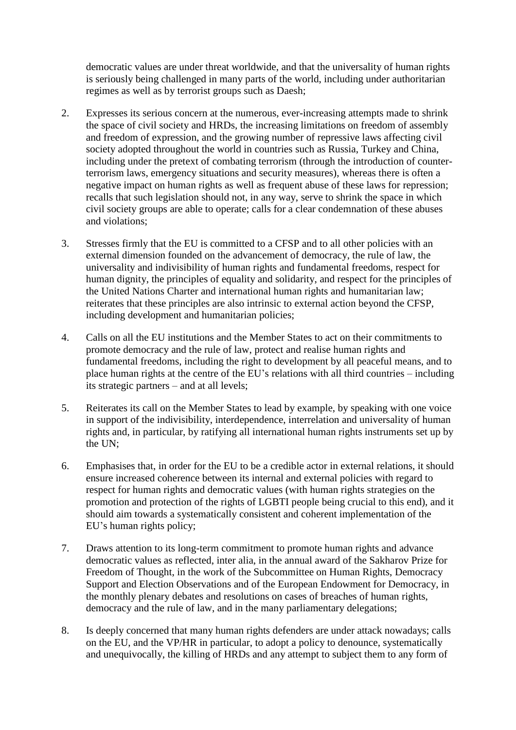democratic values are under threat worldwide, and that the universality of human rights is seriously being challenged in many parts of the world, including under authoritarian regimes as well as by terrorist groups such as Daesh;

2. Expresses its serious concern at the numerous, ever-increasing attempts made to shrink the space of civil society and HRDs, the increasing limitations on freedom of assembly and freedom of expression, and the growing number of repressive laws affecting civil society adopted throughout the world in countries such as Russia, Turkey and China, including under the pretext of combating terrorism (through the introduction of counter-terrorism laws, emergency situations and security measures), whereas there is often a negative impact on human rights as well as frequent abuse of these laws for repression; recalls that such legislation should not, in any way, serve to shrink the space in which civil society groups are able to operate; calls for a clear condemnation of these abuses and violations;

3. Stresses firmly that the EU is committed to a CFSP and to all other policies with an external dimension founded on the advancement of democracy, the rule of law, the universality and indivisibility of human rights and fundamental freedoms, respect for human dignity, the principles of equality and solidarity, and respect for the principles of the United Nations Charter and international human rights and humanitarian law; reiterates that these principles are also intrinsic to external action beyond the CFSP, including development and humanitarian policies;

4. Calls on all the EU institutions and the Member States to act on their commitments to promote democracy and the rule of law, protect and realise human rights and fundamental freedoms, including the right to development by all peaceful means, and to place human rights at the centre of the EU's relations with all third countries – including its strategic partners – and at all levels;

5. Reiterates its call on the Member States to lead by example, by speaking with one voice in support of the indivisibility, interdependence, interrelation and universality of human rights and, in particular, by ratifying all international human rights instruments set up by the UN;

6. Emphasises that, in order for the EU to be a credible actor in external relations, it should ensure increased coherence between its internal and external policies with regard to respect for human rights and democratic values (with human rights strategies on the promotion and protection of the rights of LGBTI people being crucial to this end), and it should aim towards a systematically consistent and coherent implementation of the EU's human rights policy;

7. Draws attention to its long-term commitment to promote human rights and advance democratic values as reflected, inter alia, in the annual award of the Sakharov Prize for Freedom of Thought, in the work of the Subcommittee on Human Rights, Democracy Support and Election Observations and of the European Endowment for Democracy, in the monthly plenary debates and resolutions on cases of breaches of human rights, democracy and the rule of law, and in the many parliamentary delegations;

8. Is deeply concerned that many human rights defenders are under attack nowadays; calls on the EU, and the VP/HR in particular, to adopt a policy to denounce, systematically and unequivocally, the killing of HRDs and any attempt to subject them to any form of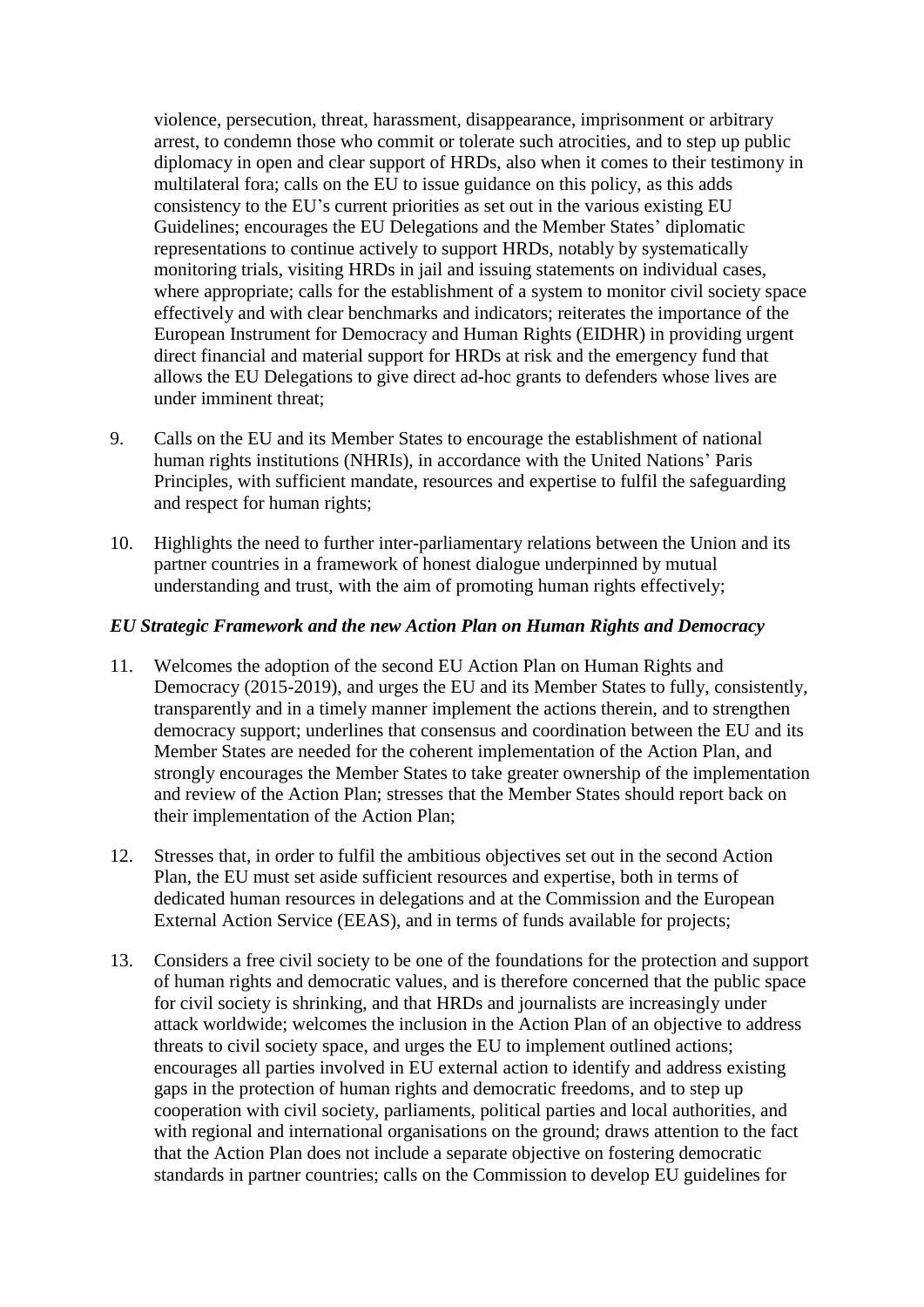violence, persecution, threat, harassment, disappearance, imprisonment or arbitrary arrest, to condemn those who commit or tolerate such atrocities, and to step up public diplomacy in open and clear support of HRDs, also when it comes to their testimony in multilateral fora; calls on the EU to issue guidance on this policy, as this adds consistency to the EU's current priorities as set out in the various existing EU Guidelines; encourages the EU Delegations and the Member States' diplomatic representations to continue actively to support HRDs, notably by systematically monitoring trials, visiting HRDs in jail and issuing statements on individual cases, where appropriate; calls for the establishment of a system to monitor civil society space effectively and with clear benchmarks and indicators; reiterates the importance of the European Instrument for Democracy and Human Rights (EIDHR) in providing urgent direct financial and material support for HRDs at risk and the emergency fund that allows the EU Delegations to give direct ad-hoc grants to defenders whose lives are under imminent threat;

9. Calls on the EU and its Member States to encourage the establishment of national human rights institutions (NHRIs), in accordance with the United Nations' Paris Principles, with sufficient mandate, resources and expertise to fulfil the safeguarding and respect for human rights;

10. Highlights the need to further inter-parliamentary relations between the Union and its partner countries in a framework of honest dialogue underpinned by mutual understanding and trust, with the aim of promoting human rights effectively;

***EU Strategic Framework and the new Action Plan on Human Rights and Democracy***

11. Welcomes the adoption of the second EU Action Plan on Human Rights and Democracy (2015-2019), and urges the EU and its Member States to fully, consistently, transparently and in a timely manner implement the actions therein, and to strengthen democracy support; underlines that consensus and coordination between the EU and its Member States are needed for the coherent implementation of the Action Plan, and strongly encourages the Member States to take greater ownership of the implementation and review of the Action Plan; stresses that the Member States should report back on their implementation of the Action Plan;

12. Stresses that, in order to fulfil the ambitious objectives set out in the second Action Plan, the EU must set aside sufficient resources and expertise, both in terms of dedicated human resources in delegations and at the Commission and the European External Action Service (EEAS), and in terms of funds available for projects;

13. Considers a free civil society to be one of the foundations for the protection and support of human rights and democratic values, and is therefore concerned that the public space for civil society is shrinking, and that HRDs and journalists are increasingly under attack worldwide; welcomes the inclusion in the Action Plan of an objective to address threats to civil society space, and urges the EU to implement outlined actions; encourages all parties involved in EU external action to identify and address existing gaps in the protection of human rights and democratic freedoms, and to step up cooperation with civil society, parliaments, political parties and local authorities, and with regional and international organisations on the ground; draws attention to the fact that the Action Plan does not include a separate objective on fostering democratic standards in partner countries; calls on the Commission to develop EU guidelines for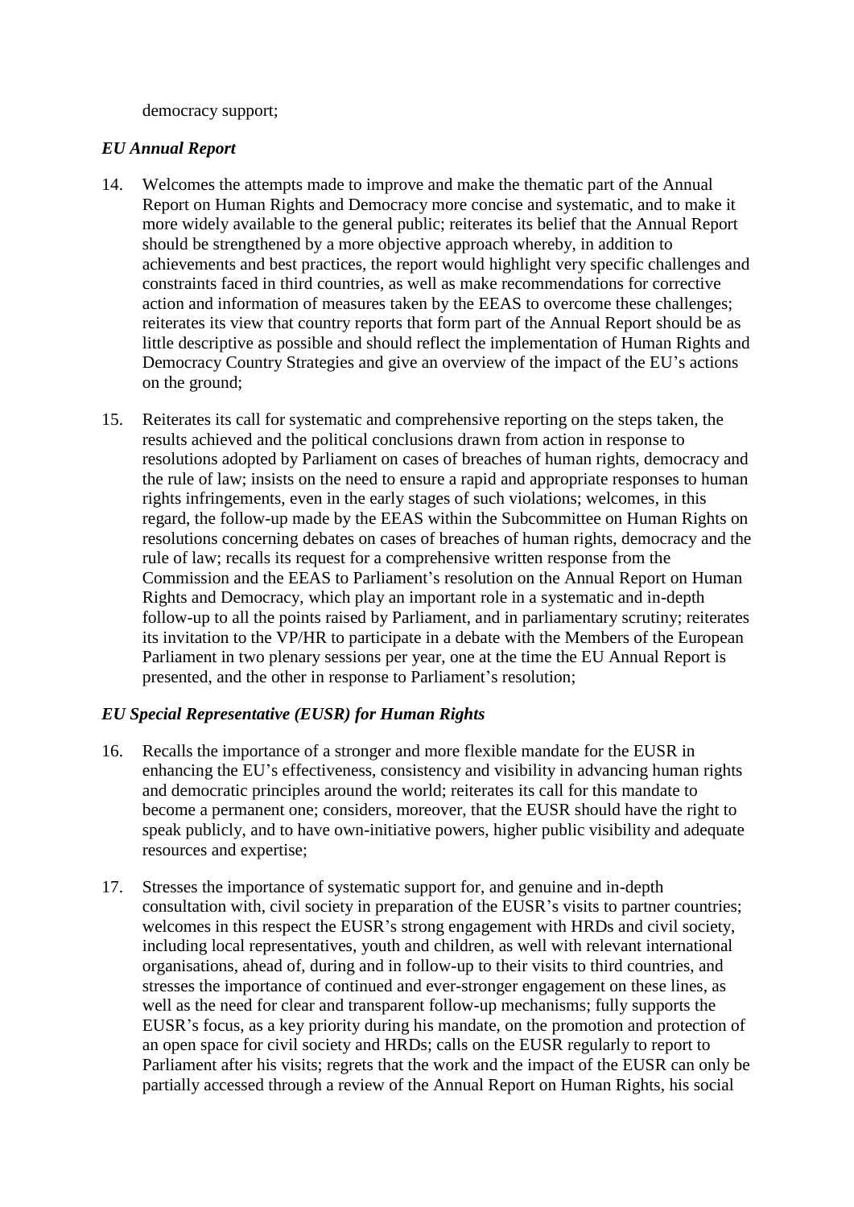democracy support;

### *EU Annual Report*

14. Welcomes the attempts made to improve and make the thematic part of the Annual Report on Human Rights and Democracy more concise and systematic, and to make it more widely available to the general public; reiterates its belief that the Annual Report should be strengthened by a more objective approach whereby, in addition to achievements and best practices, the report would highlight very specific challenges and constraints faced in third countries, as well as make recommendations for corrective action and information of measures taken by the EEAS to overcome these challenges; reiterates its view that country reports that form part of the Annual Report should be as little descriptive as possible and should reflect the implementation of Human Rights and Democracy Country Strategies and give an overview of the impact of the EU's actions on the ground;

15. Reiterates its call for systematic and comprehensive reporting on the steps taken, the results achieved and the political conclusions drawn from action in response to resolutions adopted by Parliament on cases of breaches of human rights, democracy and the rule of law; insists on the need to ensure a rapid and appropriate responses to human rights infringements, even in the early stages of such violations; welcomes, in this regard, the follow-up made by the EEAS within the Subcommittee on Human Rights on resolutions concerning debates on cases of breaches of human rights, democracy and the rule of law; recalls its request for a comprehensive written response from the Commission and the EEAS to Parliament's resolution on the Annual Report on Human Rights and Democracy, which play an important role in a systematic and in-depth follow-up to all the points raised by Parliament, and in parliamentary scrutiny; reiterates its invitation to the VP/HR to participate in a debate with the Members of the European Parliament in two plenary sessions per year, one at the time the EU Annual Report is presented, and the other in response to Parliament's resolution;

### *EU Special Representative (EUSR) for Human Rights*

16. Recalls the importance of a stronger and more flexible mandate for the EUSR in enhancing the EU's effectiveness, consistency and visibility in advancing human rights and democratic principles around the world; reiterates its call for this mandate to become a permanent one; considers, moreover, that the EUSR should have the right to speak publicly, and to have own-initiative powers, higher public visibility and adequate resources and expertise;

17. Stresses the importance of systematic support for, and genuine and in-depth consultation with, civil society in preparation of the EUSR's visits to partner countries; welcomes in this respect the EUSR's strong engagement with HRDs and civil society, including local representatives, youth and children, as well with relevant international organisations, ahead of, during and in follow-up to their visits to third countries, and stresses the importance of continued and ever-stronger engagement on these lines, as well as the need for clear and transparent follow-up mechanisms; fully supports the EUSR's focus, as a key priority during his mandate, on the promotion and protection of an open space for civil society and HRDs; calls on the EUSR regularly to report to Parliament after his visits; regrets that the work and the impact of the EUSR can only be partially accessed through a review of the Annual Report on Human Rights, his social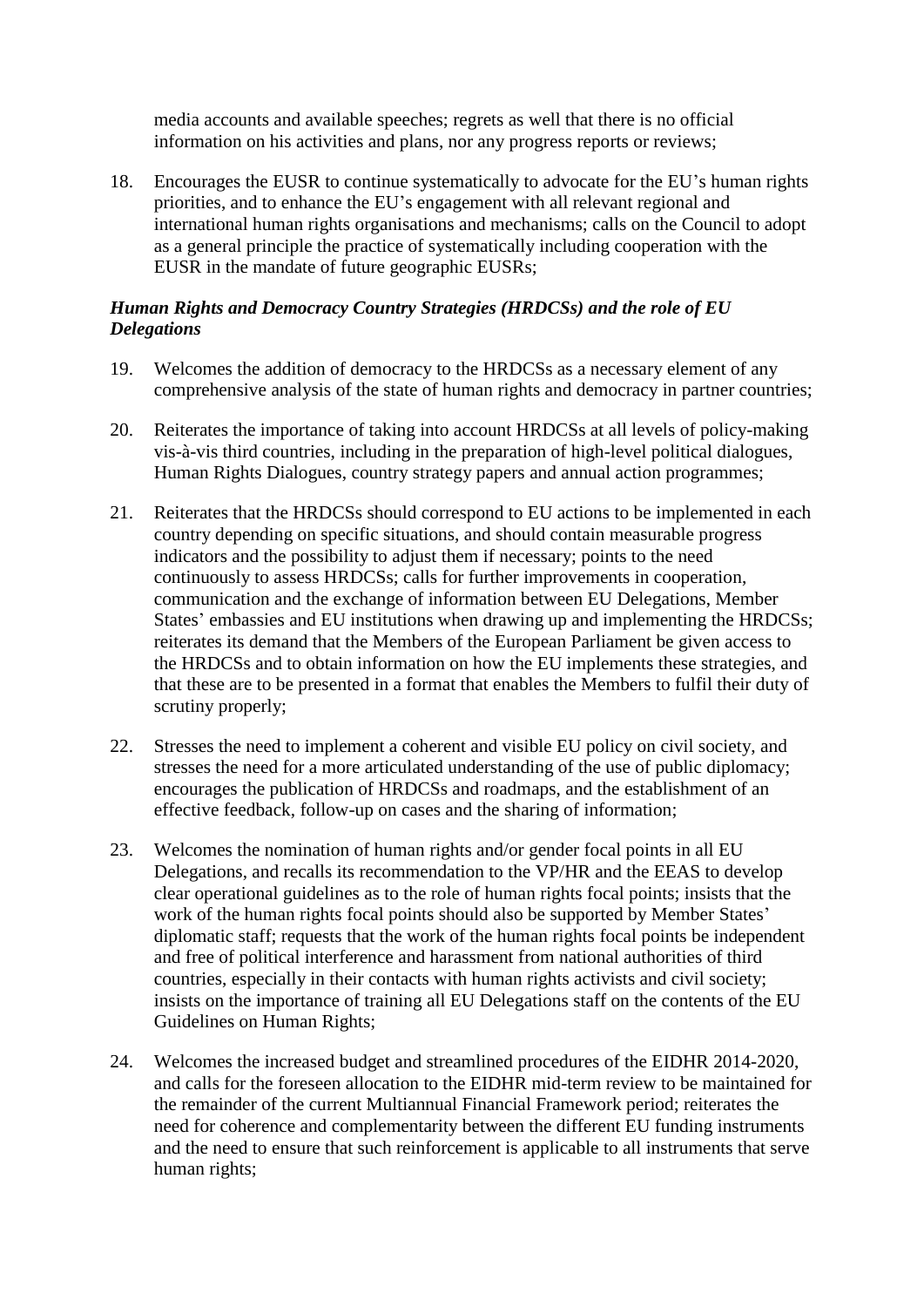media accounts and available speeches; regrets as well that there is no official information on his activities and plans, nor any progress reports or reviews;

18. Encourages the EUSR to continue systematically to advocate for the EU's human rights priorities, and to enhance the EU's engagement with all relevant regional and international human rights organisations and mechanisms; calls on the Council to adopt as a general principle the practice of systematically including cooperation with the EUSR in the mandate of future geographic EUSRs;

***Human Rights and Democracy Country Strategies (HRDCSs) and the role of EU Delegations***

19. Welcomes the addition of democracy to the HRDCSs as a necessary element of any comprehensive analysis of the state of human rights and democracy in partner countries;

20. Reiterates the importance of taking into account HRDCSs at all levels of policy-making vis-à-vis third countries, including in the preparation of high-level political dialogues, Human Rights Dialogues, country strategy papers and annual action programmes;

21. Reiterates that the HRDCSs should correspond to EU actions to be implemented in each country depending on specific situations, and should contain measurable progress indicators and the possibility to adjust them if necessary; points to the need continuously to assess HRDCSs; calls for further improvements in cooperation, communication and the exchange of information between EU Delegations, Member States' embassies and EU institutions when drawing up and implementing the HRDCSs; reiterates its demand that the Members of the European Parliament be given access to the HRDCSs and to obtain information on how the EU implements these strategies, and that these are to be presented in a format that enables the Members to fulfil their duty of scrutiny properly;

22. Stresses the need to implement a coherent and visible EU policy on civil society, and stresses the need for a more articulated understanding of the use of public diplomacy; encourages the publication of HRDCSs and roadmaps, and the establishment of an effective feedback, follow-up on cases and the sharing of information;

23. Welcomes the nomination of human rights and/or gender focal points in all EU Delegations, and recalls its recommendation to the VP/HR and the EEAS to develop clear operational guidelines as to the role of human rights focal points; insists that the work of the human rights focal points should also be supported by Member States' diplomatic staff; requests that the work of the human rights focal points be independent and free of political interference and harassment from national authorities of third countries, especially in their contacts with human rights activists and civil society; insists on the importance of training all EU Delegations staff on the contents of the EU Guidelines on Human Rights;

24. Welcomes the increased budget and streamlined procedures of the EIDHR 2014-2020, and calls for the foreseen allocation to the EIDHR mid-term review to be maintained for the remainder of the current Multiannual Financial Framework period; reiterates the need for coherence and complementarity between the different EU funding instruments and the need to ensure that such reinforcement is applicable to all instruments that serve human rights;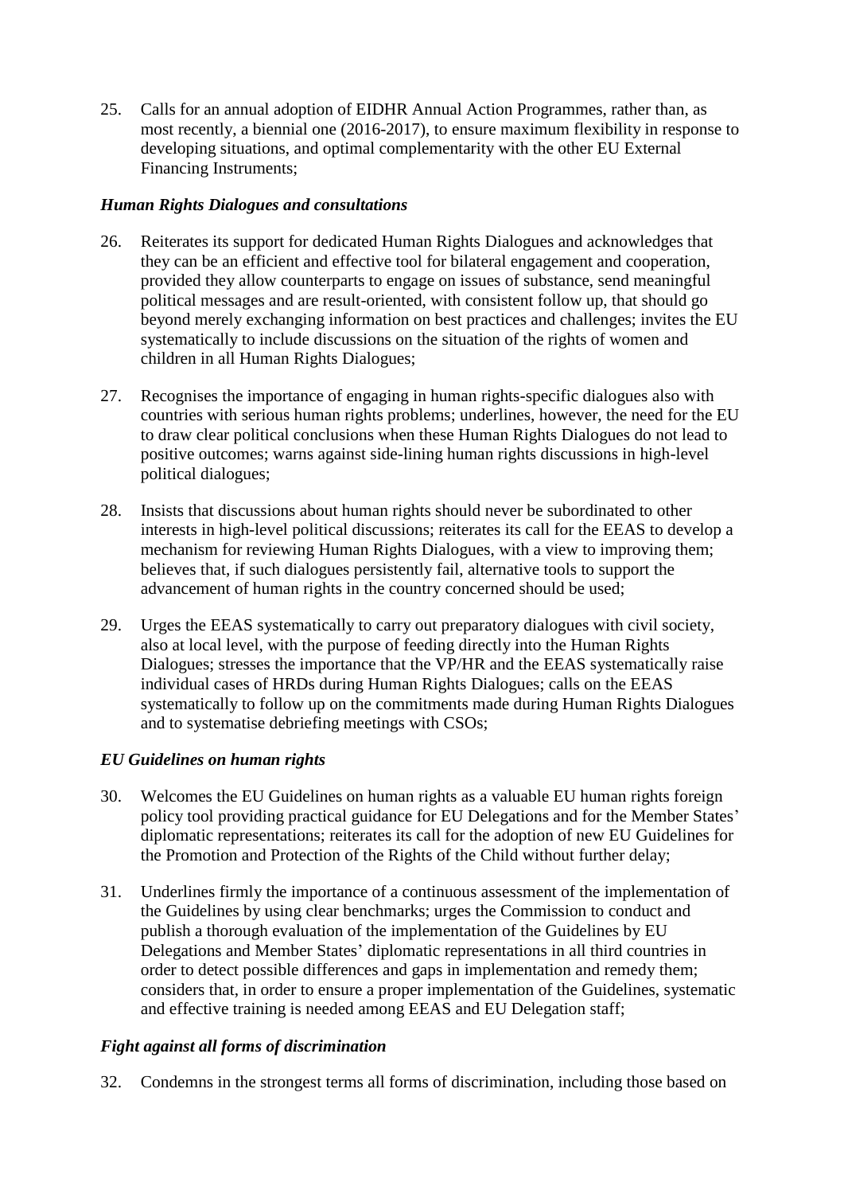25. Calls for an annual adoption of EIDHR Annual Action Programmes, rather than, as most recently, a biennial one (2016-2017), to ensure maximum flexibility in response to developing situations, and optimal complementarity with the other EU External Financing Instruments;

### *Human Rights Dialogues and consultations*

26. Reiterates its support for dedicated Human Rights Dialogues and acknowledges that they can be an efficient and effective tool for bilateral engagement and cooperation, provided they allow counterparts to engage on issues of substance, send meaningful political messages and are result-oriented, with consistent follow up, that should go beyond merely exchanging information on best practices and challenges; invites the EU systematically to include discussions on the situation of the rights of women and children in all Human Rights Dialogues;

27. Recognises the importance of engaging in human rights-specific dialogues also with countries with serious human rights problems; underlines, however, the need for the EU to draw clear political conclusions when these Human Rights Dialogues do not lead to positive outcomes; warns against side-lining human rights discussions in high-level political dialogues;

28. Insists that discussions about human rights should never be subordinated to other interests in high-level political discussions; reiterates its call for the EEAS to develop a mechanism for reviewing Human Rights Dialogues, with a view to improving them; believes that, if such dialogues persistently fail, alternative tools to support the advancement of human rights in the country concerned should be used;

29. Urges the EEAS systematically to carry out preparatory dialogues with civil society, also at local level, with the purpose of feeding directly into the Human Rights Dialogues; stresses the importance that the VP/HR and the EEAS systematically raise individual cases of HRDs during Human Rights Dialogues; calls on the EEAS systematically to follow up on the commitments made during Human Rights Dialogues and to systematise debriefing meetings with CSOs;

### *EU Guidelines on human rights*

30. Welcomes the EU Guidelines on human rights as a valuable EU human rights foreign policy tool providing practical guidance for EU Delegations and for the Member States' diplomatic representations; reiterates its call for the adoption of new EU Guidelines for the Promotion and Protection of the Rights of the Child without further delay;

31. Underlines firmly the importance of a continuous assessment of the implementation of the Guidelines by using clear benchmarks; urges the Commission to conduct and publish a thorough evaluation of the implementation of the Guidelines by EU Delegations and Member States' diplomatic representations in all third countries in order to detect possible differences and gaps in implementation and remedy them; considers that, in order to ensure a proper implementation of the Guidelines, systematic and effective training is needed among EEAS and EU Delegation staff;

### *Fight against all forms of discrimination*

32. Condemns in the strongest terms all forms of discrimination, including those based on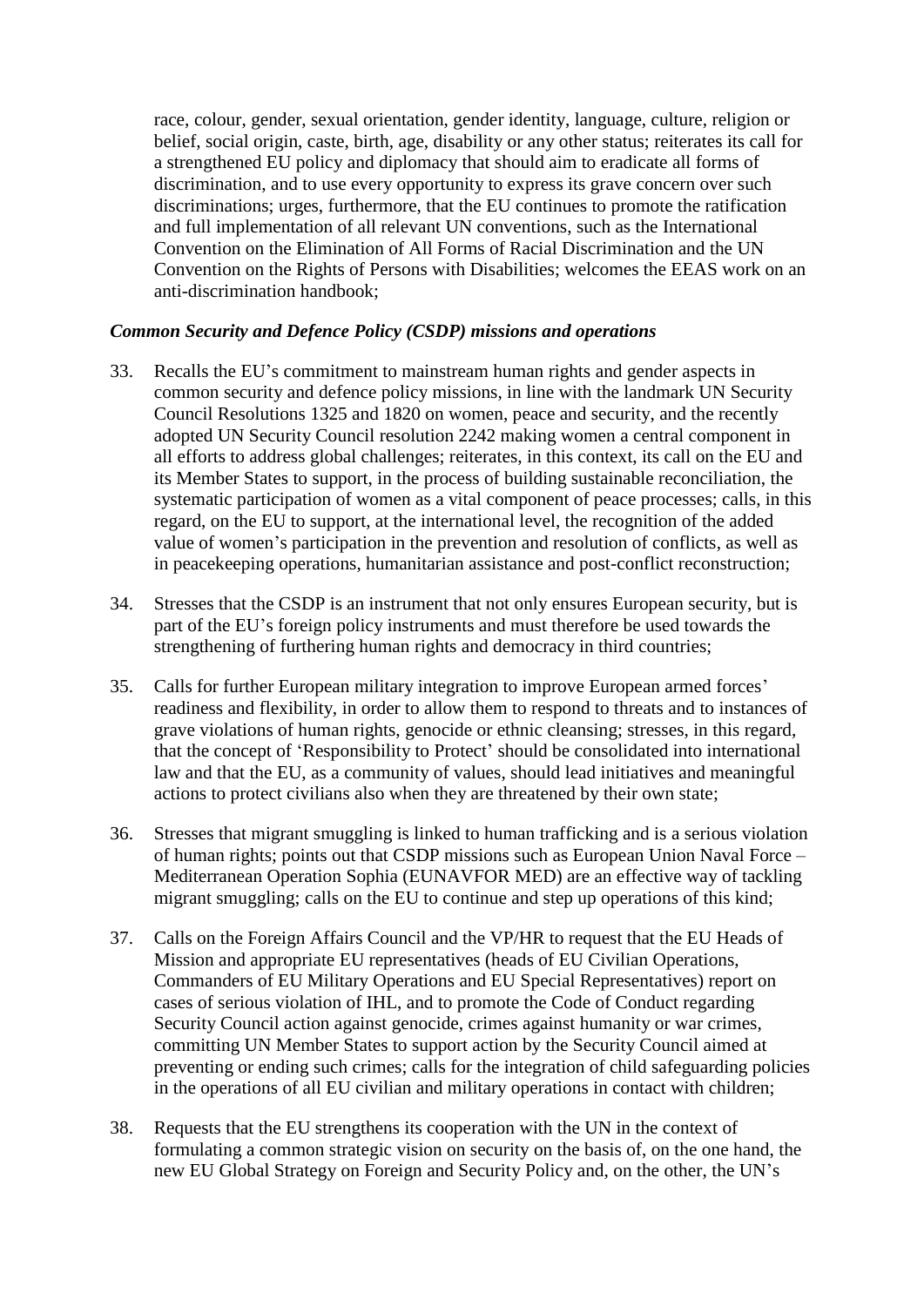race, colour, gender, sexual orientation, gender identity, language, culture, religion or belief, social origin, caste, birth, age, disability or any other status; reiterates its call for a strengthened EU policy and diplomacy that should aim to eradicate all forms of discrimination, and to use every opportunity to express its grave concern over such discriminations; urges, furthermore, that the EU continues to promote the ratification and full implementation of all relevant UN conventions, such as the International Convention on the Elimination of All Forms of Racial Discrimination and the UN Convention on the Rights of Persons with Disabilities; welcomes the EEAS work on an anti-discrimination handbook;

***Common Security and Defence Policy (CSDP) missions and operations***

33. Recalls the EU's commitment to mainstream human rights and gender aspects in common security and defence policy missions, in line with the landmark UN Security Council Resolutions 1325 and 1820 on women, peace and security, and the recently adopted UN Security Council resolution 2242 making women a central component in all efforts to address global challenges; reiterates, in this context, its call on the EU and its Member States to support, in the process of building sustainable reconciliation, the systematic participation of women as a vital component of peace processes; calls, in this regard, on the EU to support, at the international level, the recognition of the added value of women's participation in the prevention and resolution of conflicts, as well as in peacekeeping operations, humanitarian assistance and post-conflict reconstruction;

34. Stresses that the CSDP is an instrument that not only ensures European security, but is part of the EU's foreign policy instruments and must therefore be used towards the strengthening of furthering human rights and democracy in third countries;

35. Calls for further European military integration to improve European armed forces' readiness and flexibility, in order to allow them to respond to threats and to instances of grave violations of human rights, genocide or ethnic cleansing; stresses, in this regard, that the concept of 'Responsibility to Protect' should be consolidated into international law and that the EU, as a community of values, should lead initiatives and meaningful actions to protect civilians also when they are threatened by their own state;

36. Stresses that migrant smuggling is linked to human trafficking and is a serious violation of human rights; points out that CSDP missions such as European Union Naval Force – Mediterranean Operation Sophia (EUNAVFOR MED) are an effective way of tackling migrant smuggling; calls on the EU to continue and step up operations of this kind;

37. Calls on the Foreign Affairs Council and the VP/HR to request that the EU Heads of Mission and appropriate EU representatives (heads of EU Civilian Operations, Commanders of EU Military Operations and EU Special Representatives) report on cases of serious violation of IHL, and to promote the Code of Conduct regarding Security Council action against genocide, crimes against humanity or war crimes, committing UN Member States to support action by the Security Council aimed at preventing or ending such crimes; calls for the integration of child safeguarding policies in the operations of all EU civilian and military operations in contact with children;

38. Requests that the EU strengthens its cooperation with the UN in the context of formulating a common strategic vision on security on the basis of, on the one hand, the new EU Global Strategy on Foreign and Security Policy and, on the other, the UN's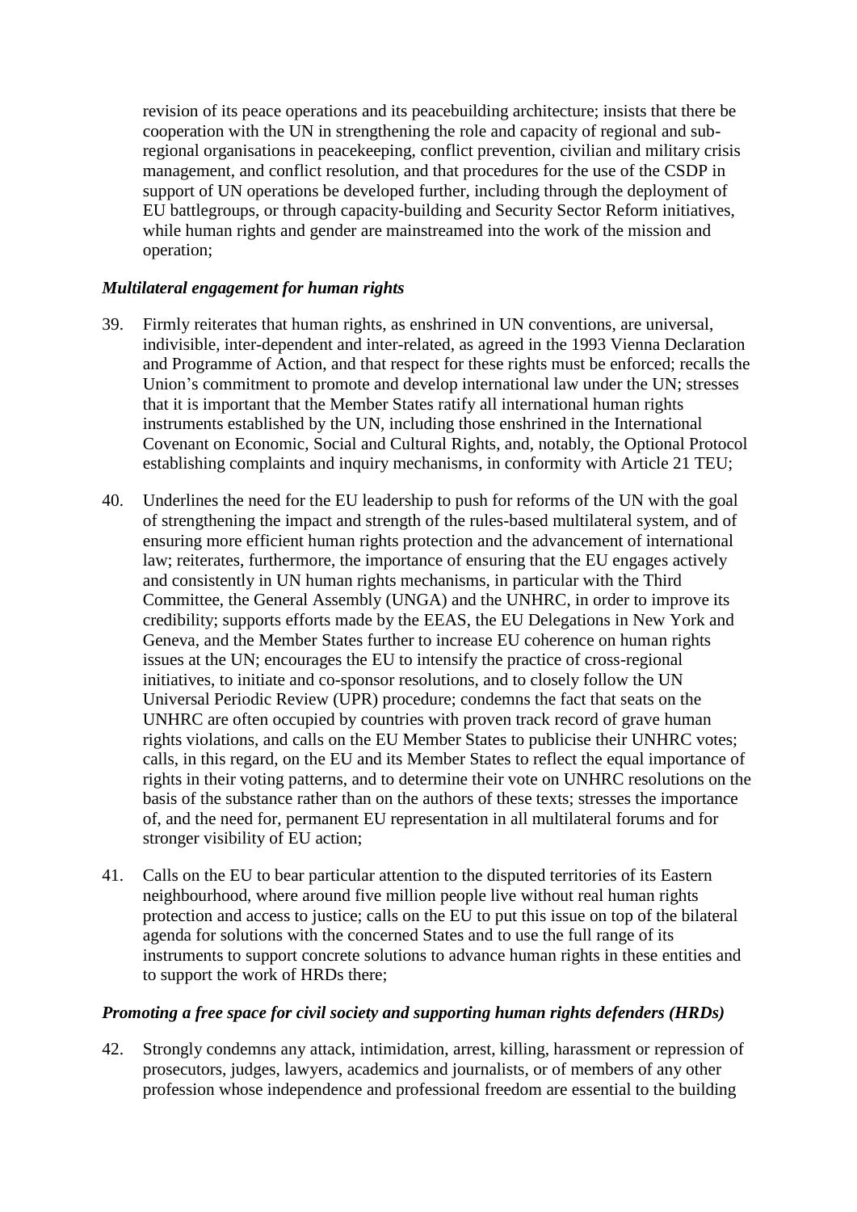revision of its peace operations and its peacebuilding architecture; insists that there be cooperation with the UN in strengthening the role and capacity of regional and sub-regional organisations in peacekeeping, conflict prevention, civilian and military crisis management, and conflict resolution, and that procedures for the use of the CSDP in support of UN operations be developed further, including through the deployment of EU battlegroups, or through capacity-building and Security Sector Reform initiatives, while human rights and gender are mainstreamed into the work of the mission and operation;

### *Multilateral engagement for human rights*

39. Firmly reiterates that human rights, as enshrined in UN conventions, are universal, indivisible, inter-dependent and inter-related, as agreed in the 1993 Vienna Declaration and Programme of Action, and that respect for these rights must be enforced; recalls the Union's commitment to promote and develop international law under the UN; stresses that it is important that the Member States ratify all international human rights instruments established by the UN, including those enshrined in the International Covenant on Economic, Social and Cultural Rights, and, notably, the Optional Protocol establishing complaints and inquiry mechanisms, in conformity with Article 21 TEU;

40. Underlines the need for the EU leadership to push for reforms of the UN with the goal of strengthening the impact and strength of the rules-based multilateral system, and of ensuring more efficient human rights protection and the advancement of international law; reiterates, furthermore, the importance of ensuring that the EU engages actively and consistently in UN human rights mechanisms, in particular with the Third Committee, the General Assembly (UNGA) and the UNHRC, in order to improve its credibility; supports efforts made by the EEAS, the EU Delegations in New York and Geneva, and the Member States further to increase EU coherence on human rights issues at the UN; encourages the EU to intensify the practice of cross-regional initiatives, to initiate and co-sponsor resolutions, and to closely follow the UN Universal Periodic Review (UPR) procedure; condemns the fact that seats on the UNHRC are often occupied by countries with proven track record of grave human rights violations, and calls on the EU Member States to publicise their UNHRC votes; calls, in this regard, on the EU and its Member States to reflect the equal importance of rights in their voting patterns, and to determine their vote on UNHRC resolutions on the basis of the substance rather than on the authors of these texts; stresses the importance of, and the need for, permanent EU representation in all multilateral forums and for stronger visibility of EU action;

41. Calls on the EU to bear particular attention to the disputed territories of its Eastern neighbourhood, where around five million people live without real human rights protection and access to justice; calls on the EU to put this issue on top of the bilateral agenda for solutions with the concerned States and to use the full range of its instruments to support concrete solutions to advance human rights in these entities and to support the work of HRDs there;

### *Promoting a free space for civil society and supporting human rights defenders (HRDs)*

42. Strongly condemns any attack, intimidation, arrest, killing, harassment or repression of prosecutors, judges, lawyers, academics and journalists, or of members of any other profession whose independence and professional freedom are essential to the building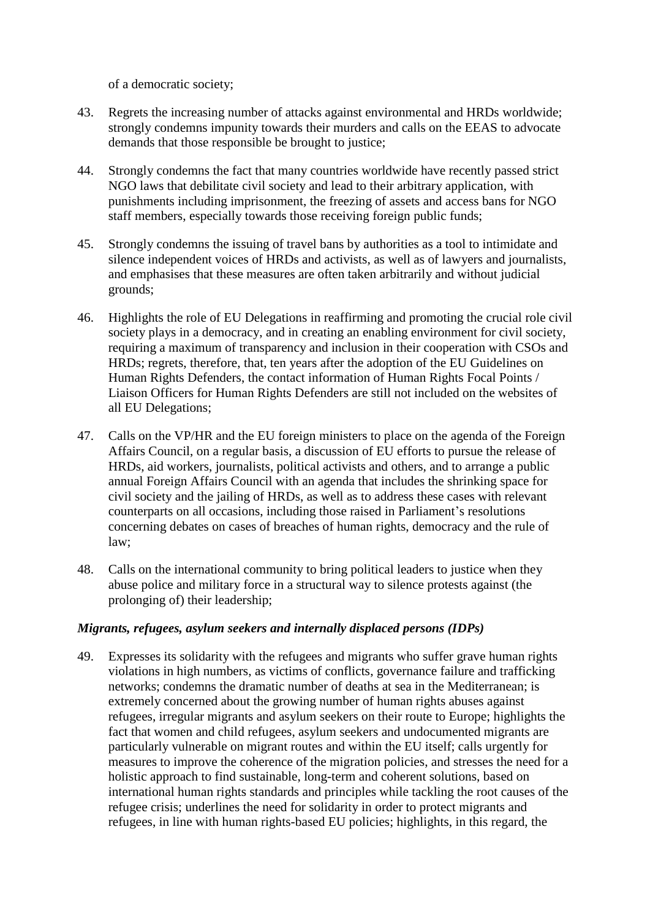of a democratic society;

43. Regrets the increasing number of attacks against environmental and HRDs worldwide; strongly condemns impunity towards their murders and calls on the EEAS to advocate demands that those responsible be brought to justice;

44. Strongly condemns the fact that many countries worldwide have recently passed strict NGO laws that debilitate civil society and lead to their arbitrary application, with punishments including imprisonment, the freezing of assets and access bans for NGO staff members, especially towards those receiving foreign public funds;

45. Strongly condemns the issuing of travel bans by authorities as a tool to intimidate and silence independent voices of HRDs and activists, as well as of lawyers and journalists, and emphasises that these measures are often taken arbitrarily and without judicial grounds;

46. Highlights the role of EU Delegations in reaffirming and promoting the crucial role civil society plays in a democracy, and in creating an enabling environment for civil society, requiring a maximum of transparency and inclusion in their cooperation with CSOs and HRDs; regrets, therefore, that, ten years after the adoption of the EU Guidelines on Human Rights Defenders, the contact information of Human Rights Focal Points / Liaison Officers for Human Rights Defenders are still not included on the websites of all EU Delegations;

47. Calls on the VP/HR and the EU foreign ministers to place on the agenda of the Foreign Affairs Council, on a regular basis, a discussion of EU efforts to pursue the release of HRDs, aid workers, journalists, political activists and others, and to arrange a public annual Foreign Affairs Council with an agenda that includes the shrinking space for civil society and the jailing of HRDs, as well as to address these cases with relevant counterparts on all occasions, including those raised in Parliament's resolutions concerning debates on cases of breaches of human rights, democracy and the rule of law;

48. Calls on the international community to bring political leaders to justice when they abuse police and military force in a structural way to silence protests against (the prolonging of) their leadership;

***Migrants, refugees, asylum seekers and internally displaced persons (IDPs)***

49. Expresses its solidarity with the refugees and migrants who suffer grave human rights violations in high numbers, as victims of conflicts, governance failure and trafficking networks; condemns the dramatic number of deaths at sea in the Mediterranean; is extremely concerned about the growing number of human rights abuses against refugees, irregular migrants and asylum seekers on their route to Europe; highlights the fact that women and child refugees, asylum seekers and undocumented migrants are particularly vulnerable on migrant routes and within the EU itself; calls urgently for measures to improve the coherence of the migration policies, and stresses the need for a holistic approach to find sustainable, long-term and coherent solutions, based on international human rights standards and principles while tackling the root causes of the refugee crisis; underlines the need for solidarity in order to protect migrants and refugees, in line with human rights-based EU policies; highlights, in this regard, the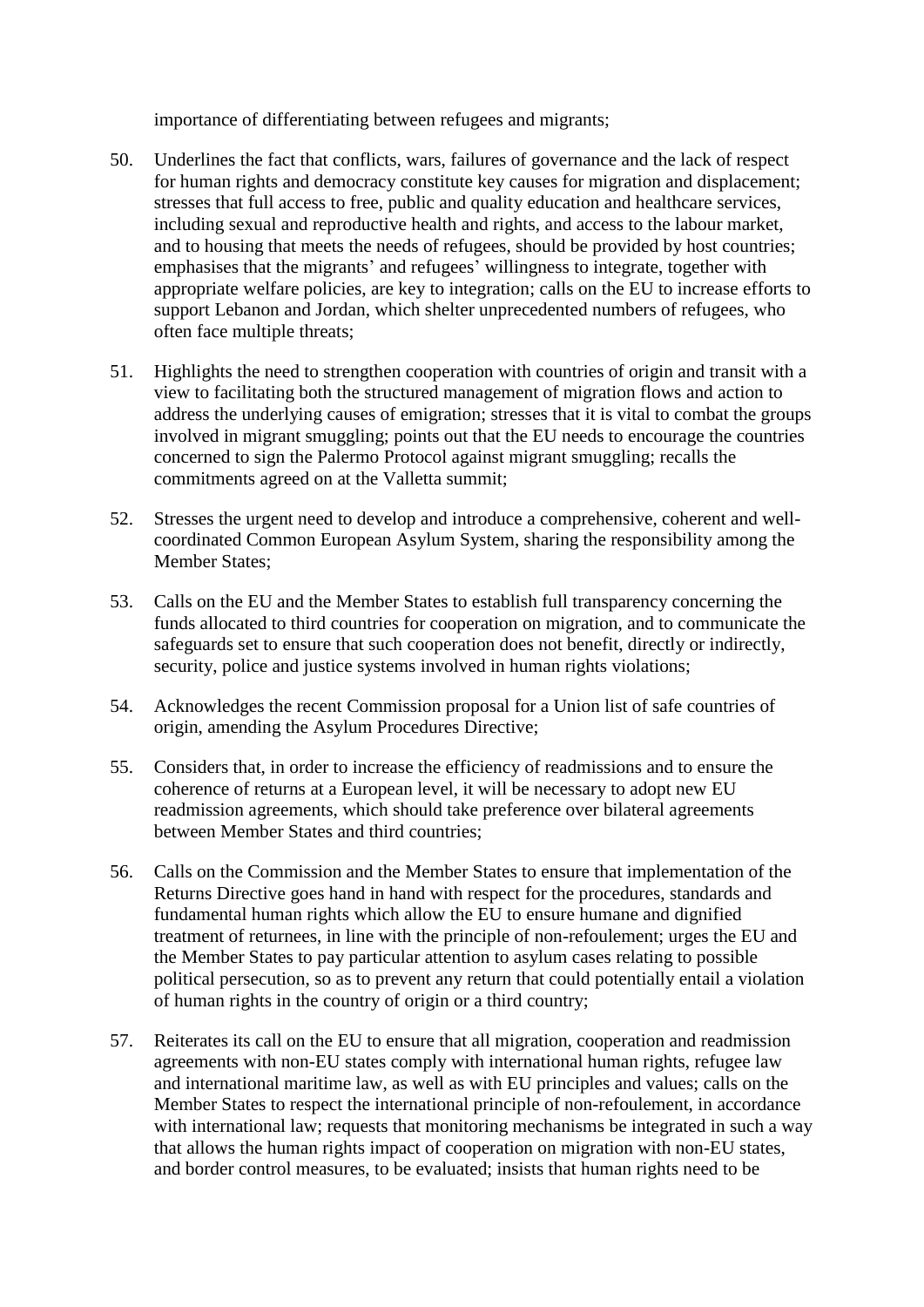importance of differentiating between refugees and migrants;

50. Underlines the fact that conflicts, wars, failures of governance and the lack of respect for human rights and democracy constitute key causes for migration and displacement; stresses that full access to free, public and quality education and healthcare services, including sexual and reproductive health and rights, and access to the labour market, and to housing that meets the needs of refugees, should be provided by host countries; emphasises that the migrants' and refugees' willingness to integrate, together with appropriate welfare policies, are key to integration; calls on the EU to increase efforts to support Lebanon and Jordan, which shelter unprecedented numbers of refugees, who often face multiple threats;

51. Highlights the need to strengthen cooperation with countries of origin and transit with a view to facilitating both the structured management of migration flows and action to address the underlying causes of emigration; stresses that it is vital to combat the groups involved in migrant smuggling; points out that the EU needs to encourage the countries concerned to sign the Palermo Protocol against migrant smuggling; recalls the commitments agreed on at the Valletta summit;

52. Stresses the urgent need to develop and introduce a comprehensive, coherent and well-coordinated Common European Asylum System, sharing the responsibility among the Member States;

53. Calls on the EU and the Member States to establish full transparency concerning the funds allocated to third countries for cooperation on migration, and to communicate the safeguards set to ensure that such cooperation does not benefit, directly or indirectly, security, police and justice systems involved in human rights violations;

54. Acknowledges the recent Commission proposal for a Union list of safe countries of origin, amending the Asylum Procedures Directive;

55. Considers that, in order to increase the efficiency of readmissions and to ensure the coherence of returns at a European level, it will be necessary to adopt new EU readmission agreements, which should take preference over bilateral agreements between Member States and third countries;

56. Calls on the Commission and the Member States to ensure that implementation of the Returns Directive goes hand in hand with respect for the procedures, standards and fundamental human rights which allow the EU to ensure humane and dignified treatment of returnees, in line with the principle of non-refoulement; urges the EU and the Member States to pay particular attention to asylum cases relating to possible political persecution, so as to prevent any return that could potentially entail a violation of human rights in the country of origin or a third country;

57. Reiterates its call on the EU to ensure that all migration, cooperation and readmission agreements with non-EU states comply with international human rights, refugee law and international maritime law, as well as with EU principles and values; calls on the Member States to respect the international principle of non-refoulement, in accordance with international law; requests that monitoring mechanisms be integrated in such a way that allows the human rights impact of cooperation on migration with non-EU states, and border control measures, to be evaluated; insists that human rights need to be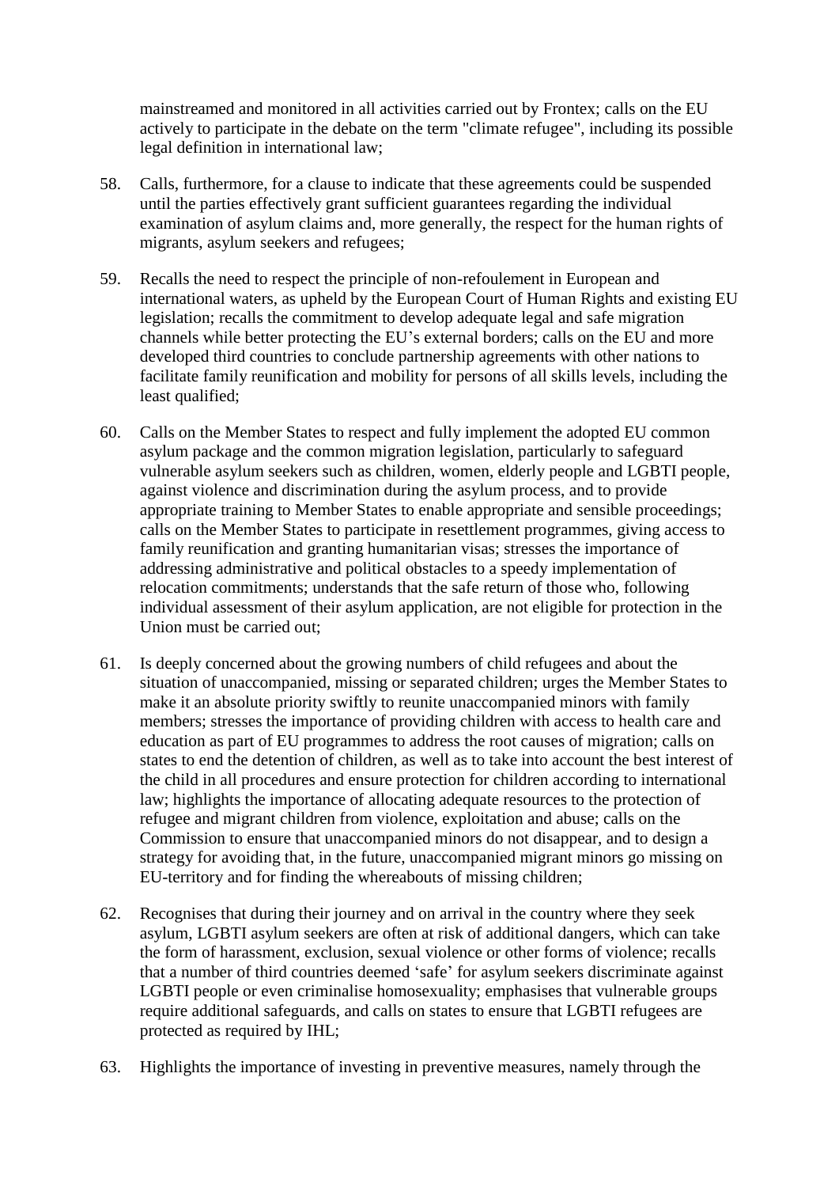mainstreamed and monitored in all activities carried out by Frontex; calls on the EU actively to participate in the debate on the term "climate refugee", including its possible legal definition in international law;

58. Calls, furthermore, for a clause to indicate that these agreements could be suspended until the parties effectively grant sufficient guarantees regarding the individual examination of asylum claims and, more generally, the respect for the human rights of migrants, asylum seekers and refugees;

59. Recalls the need to respect the principle of non-refoulement in European and international waters, as upheld by the European Court of Human Rights and existing EU legislation; recalls the commitment to develop adequate legal and safe migration channels while better protecting the EU's external borders; calls on the EU and more developed third countries to conclude partnership agreements with other nations to facilitate family reunification and mobility for persons of all skills levels, including the least qualified;

60. Calls on the Member States to respect and fully implement the adopted EU common asylum package and the common migration legislation, particularly to safeguard vulnerable asylum seekers such as children, women, elderly people and LGBTI people, against violence and discrimination during the asylum process, and to provide appropriate training to Member States to enable appropriate and sensible proceedings; calls on the Member States to participate in resettlement programmes, giving access to family reunification and granting humanitarian visas; stresses the importance of addressing administrative and political obstacles to a speedy implementation of relocation commitments; understands that the safe return of those who, following individual assessment of their asylum application, are not eligible for protection in the Union must be carried out;

61. Is deeply concerned about the growing numbers of child refugees and about the situation of unaccompanied, missing or separated children; urges the Member States to make it an absolute priority swiftly to reunite unaccompanied minors with family members; stresses the importance of providing children with access to health care and education as part of EU programmes to address the root causes of migration; calls on states to end the detention of children, as well as to take into account the best interest of the child in all procedures and ensure protection for children according to international law; highlights the importance of allocating adequate resources to the protection of refugee and migrant children from violence, exploitation and abuse; calls on the Commission to ensure that unaccompanied minors do not disappear, and to design a strategy for avoiding that, in the future, unaccompanied migrant minors go missing on EU-territory and for finding the whereabouts of missing children;

62. Recognises that during their journey and on arrival in the country where they seek asylum, LGBTI asylum seekers are often at risk of additional dangers, which can take the form of harassment, exclusion, sexual violence or other forms of violence; recalls that a number of third countries deemed 'safe' for asylum seekers discriminate against LGBTI people or even criminalise homosexuality; emphasises that vulnerable groups require additional safeguards, and calls on states to ensure that LGBTI refugees are protected as required by IHL;

63. Highlights the importance of investing in preventive measures, namely through the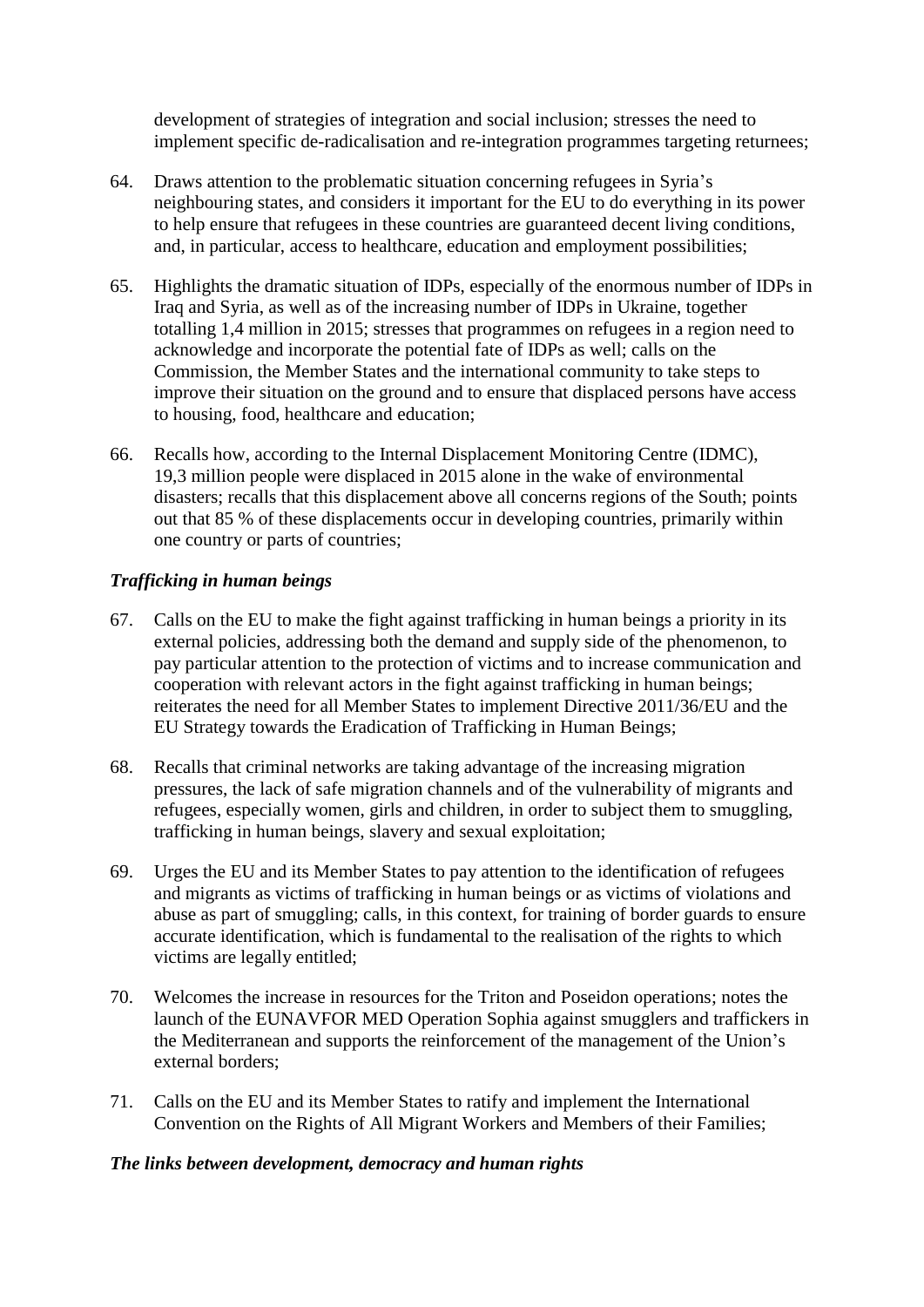development of strategies of integration and social inclusion; stresses the need to implement specific de-radicalisation and re-integration programmes targeting returnees;

64. Draws attention to the problematic situation concerning refugees in Syria's neighbouring states, and considers it important for the EU to do everything in its power to help ensure that refugees in these countries are guaranteed decent living conditions, and, in particular, access to healthcare, education and employment possibilities;

65. Highlights the dramatic situation of IDPs, especially of the enormous number of IDPs in Iraq and Syria, as well as of the increasing number of IDPs in Ukraine, together totalling 1,4 million in 2015; stresses that programmes on refugees in a region need to acknowledge and incorporate the potential fate of IDPs as well; calls on the Commission, the Member States and the international community to take steps to improve their situation on the ground and to ensure that displaced persons have access to housing, food, healthcare and education;

66. Recalls how, according to the Internal Displacement Monitoring Centre (IDMC), 19,3 million people were displaced in 2015 alone in the wake of environmental disasters; recalls that this displacement above all concerns regions of the South; points out that 85 % of these displacements occur in developing countries, primarily within one country or parts of countries;

***Trafficking in human beings***

67. Calls on the EU to make the fight against trafficking in human beings a priority in its external policies, addressing both the demand and supply side of the phenomenon, to pay particular attention to the protection of victims and to increase communication and cooperation with relevant actors in the fight against trafficking in human beings; reiterates the need for all Member States to implement Directive 2011/36/EU and the EU Strategy towards the Eradication of Trafficking in Human Beings;

68. Recalls that criminal networks are taking advantage of the increasing migration pressures, the lack of safe migration channels and of the vulnerability of migrants and refugees, especially women, girls and children, in order to subject them to smuggling, trafficking in human beings, slavery and sexual exploitation;

69. Urges the EU and its Member States to pay attention to the identification of refugees and migrants as victims of trafficking in human beings or as victims of violations and abuse as part of smuggling; calls, in this context, for training of border guards to ensure accurate identification, which is fundamental to the realisation of the rights to which victims are legally entitled;

70. Welcomes the increase in resources for the Triton and Poseidon operations; notes the launch of the EUNAVFOR MED Operation Sophia against smugglers and traffickers in the Mediterranean and supports the reinforcement of the management of the Union's external borders;

71. Calls on the EU and its Member States to ratify and implement the International Convention on the Rights of All Migrant Workers and Members of their Families;

***The links between development, democracy and human rights***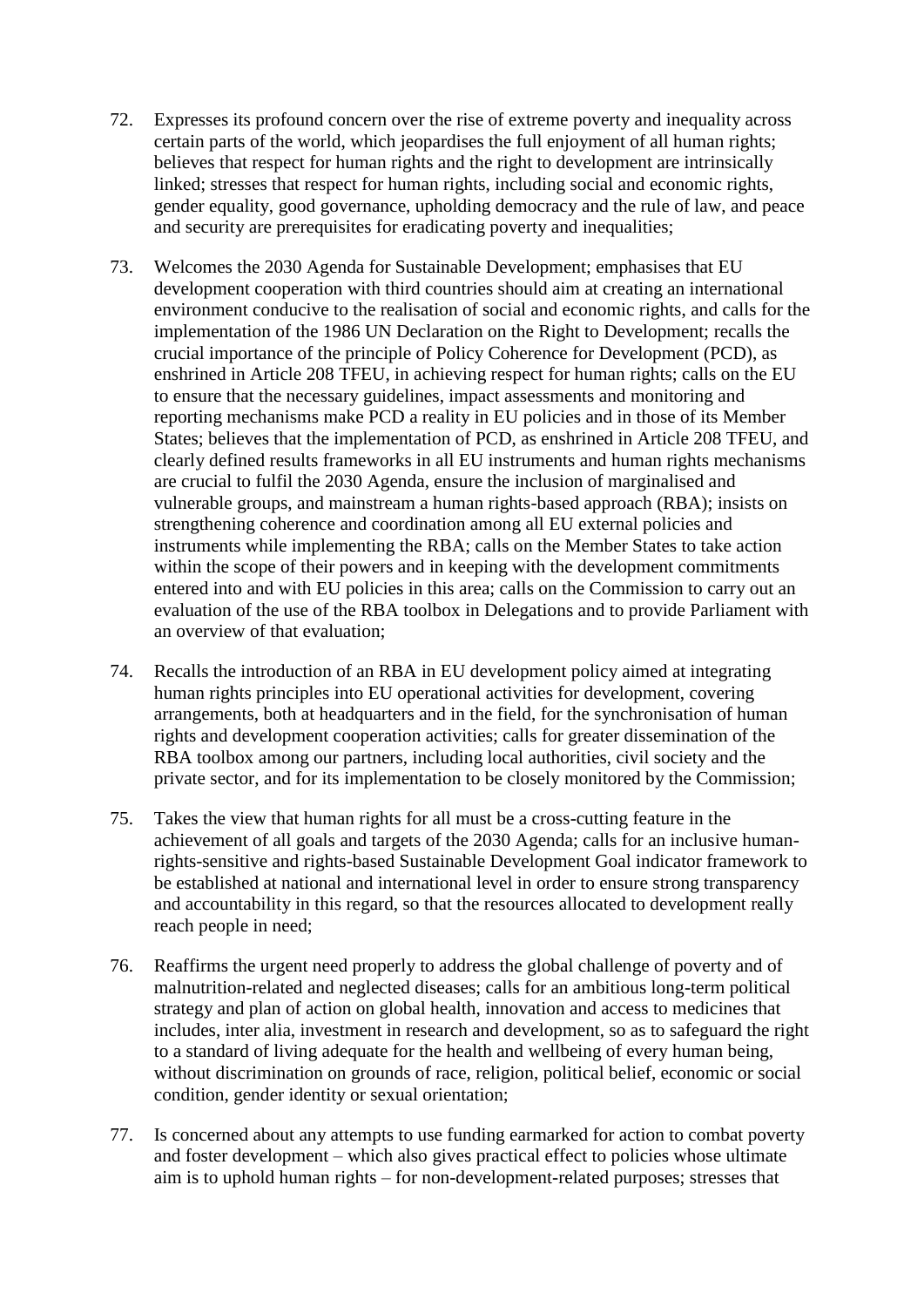72. Expresses its profound concern over the rise of extreme poverty and inequality across certain parts of the world, which jeopardises the full enjoyment of all human rights; believes that respect for human rights and the right to development are intrinsically linked; stresses that respect for human rights, including social and economic rights, gender equality, good governance, upholding democracy and the rule of law, and peace and security are prerequisites for eradicating poverty and inequalities;

73. Welcomes the 2030 Agenda for Sustainable Development; emphasises that EU development cooperation with third countries should aim at creating an international environment conducive to the realisation of social and economic rights, and calls for the implementation of the 1986 UN Declaration on the Right to Development; recalls the crucial importance of the principle of Policy Coherence for Development (PCD), as enshrined in Article 208 TFEU, in achieving respect for human rights; calls on the EU to ensure that the necessary guidelines, impact assessments and monitoring and reporting mechanisms make PCD a reality in EU policies and in those of its Member States; believes that the implementation of PCD, as enshrined in Article 208 TFEU, and clearly defined results frameworks in all EU instruments and human rights mechanisms are crucial to fulfil the 2030 Agenda, ensure the inclusion of marginalised and vulnerable groups, and mainstream a human rights-based approach (RBA); insists on strengthening coherence and coordination among all EU external policies and instruments while implementing the RBA; calls on the Member States to take action within the scope of their powers and in keeping with the development commitments entered into and with EU policies in this area; calls on the Commission to carry out an evaluation of the use of the RBA toolbox in Delegations and to provide Parliament with an overview of that evaluation;

74. Recalls the introduction of an RBA in EU development policy aimed at integrating human rights principles into EU operational activities for development, covering arrangements, both at headquarters and in the field, for the synchronisation of human rights and development cooperation activities; calls for greater dissemination of the RBA toolbox among our partners, including local authorities, civil society and the private sector, and for its implementation to be closely monitored by the Commission;

75. Takes the view that human rights for all must be a cross-cutting feature in the achievement of all goals and targets of the 2030 Agenda; calls for an inclusive human-rights-sensitive and rights-based Sustainable Development Goal indicator framework to be established at national and international level in order to ensure strong transparency and accountability in this regard, so that the resources allocated to development really reach people in need;

76. Reaffirms the urgent need properly to address the global challenge of poverty and of malnutrition-related and neglected diseases; calls for an ambitious long-term political strategy and plan of action on global health, innovation and access to medicines that includes, inter alia, investment in research and development, so as to safeguard the right to a standard of living adequate for the health and wellbeing of every human being, without discrimination on grounds of race, religion, political belief, economic or social condition, gender identity or sexual orientation;

77. Is concerned about any attempts to use funding earmarked for action to combat poverty and foster development – which also gives practical effect to policies whose ultimate aim is to uphold human rights – for non-development-related purposes; stresses that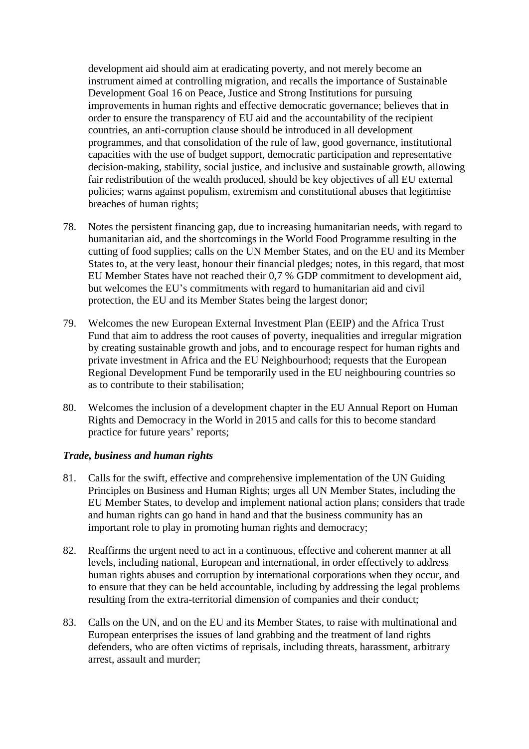development aid should aim at eradicating poverty, and not merely become an instrument aimed at controlling migration, and recalls the importance of Sustainable Development Goal 16 on Peace, Justice and Strong Institutions for pursuing improvements in human rights and effective democratic governance; believes that in order to ensure the transparency of EU aid and the accountability of the recipient countries, an anti-corruption clause should be introduced in all development programmes, and that consolidation of the rule of law, good governance, institutional capacities with the use of budget support, democratic participation and representative decision-making, stability, social justice, and inclusive and sustainable growth, allowing fair redistribution of the wealth produced, should be key objectives of all EU external policies; warns against populism, extremism and constitutional abuses that legitimise breaches of human rights;

78. Notes the persistent financing gap, due to increasing humanitarian needs, with regard to humanitarian aid, and the shortcomings in the World Food Programme resulting in the cutting of food supplies; calls on the UN Member States, and on the EU and its Member States to, at the very least, honour their financial pledges; notes, in this regard, that most EU Member States have not reached their 0,7 % GDP commitment to development aid, but welcomes the EU's commitments with regard to humanitarian aid and civil protection, the EU and its Member States being the largest donor;

79. Welcomes the new European External Investment Plan (EEIP) and the Africa Trust Fund that aim to address the root causes of poverty, inequalities and irregular migration by creating sustainable growth and jobs, and to encourage respect for human rights and private investment in Africa and the EU Neighbourhood; requests that the European Regional Development Fund be temporarily used in the EU neighbouring countries so as to contribute to their stabilisation;

80. Welcomes the inclusion of a development chapter in the EU Annual Report on Human Rights and Democracy in the World in 2015 and calls for this to become standard practice for future years' reports;

***Trade, business and human rights***

81. Calls for the swift, effective and comprehensive implementation of the UN Guiding Principles on Business and Human Rights; urges all UN Member States, including the EU Member States, to develop and implement national action plans; considers that trade and human rights can go hand in hand and that the business community has an important role to play in promoting human rights and democracy;

82. Reaffirms the urgent need to act in a continuous, effective and coherent manner at all levels, including national, European and international, in order effectively to address human rights abuses and corruption by international corporations when they occur, and to ensure that they can be held accountable, including by addressing the legal problems resulting from the extra-territorial dimension of companies and their conduct;

83. Calls on the UN, and on the EU and its Member States, to raise with multinational and European enterprises the issues of land grabbing and the treatment of land rights defenders, who are often victims of reprisals, including threats, harassment, arbitrary arrest, assault and murder;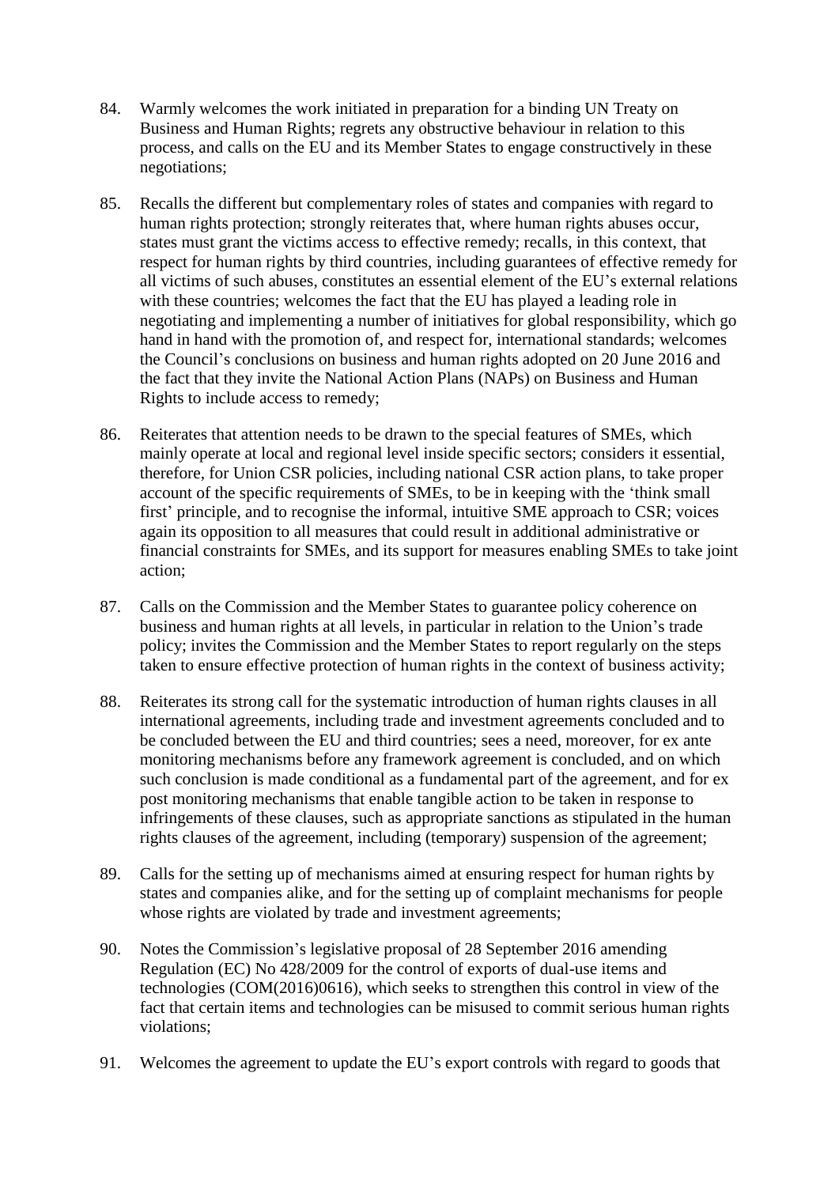84. Warmly welcomes the work initiated in preparation for a binding UN Treaty on Business and Human Rights; regrets any obstructive behaviour in relation to this process, and calls on the EU and its Member States to engage constructively in these negotiations;

85. Recalls the different but complementary roles of states and companies with regard to human rights protection; strongly reiterates that, where human rights abuses occur, states must grant the victims access to effective remedy; recalls, in this context, that respect for human rights by third countries, including guarantees of effective remedy for all victims of such abuses, constitutes an essential element of the EU's external relations with these countries; welcomes the fact that the EU has played a leading role in negotiating and implementing a number of initiatives for global responsibility, which go hand in hand with the promotion of, and respect for, international standards; welcomes the Council's conclusions on business and human rights adopted on 20 June 2016 and the fact that they invite the National Action Plans (NAPs) on Business and Human Rights to include access to remedy;

86. Reiterates that attention needs to be drawn to the special features of SMEs, which mainly operate at local and regional level inside specific sectors; considers it essential, therefore, for Union CSR policies, including national CSR action plans, to take proper account of the specific requirements of SMEs, to be in keeping with the 'think small first' principle, and to recognise the informal, intuitive SME approach to CSR; voices again its opposition to all measures that could result in additional administrative or financial constraints for SMEs, and its support for measures enabling SMEs to take joint action;

87. Calls on the Commission and the Member States to guarantee policy coherence on business and human rights at all levels, in particular in relation to the Union's trade policy; invites the Commission and the Member States to report regularly on the steps taken to ensure effective protection of human rights in the context of business activity;

88. Reiterates its strong call for the systematic introduction of human rights clauses in all international agreements, including trade and investment agreements concluded and to be concluded between the EU and third countries; sees a need, moreover, for ex ante monitoring mechanisms before any framework agreement is concluded, and on which such conclusion is made conditional as a fundamental part of the agreement, and for ex post monitoring mechanisms that enable tangible action to be taken in response to infringements of these clauses, such as appropriate sanctions as stipulated in the human rights clauses of the agreement, including (temporary) suspension of the agreement;

89. Calls for the setting up of mechanisms aimed at ensuring respect for human rights by states and companies alike, and for the setting up of complaint mechanisms for people whose rights are violated by trade and investment agreements;

90. Notes the Commission's legislative proposal of 28 September 2016 amending Regulation (EC) No 428/2009 for the control of exports of dual-use items and technologies (COM(2016)0616), which seeks to strengthen this control in view of the fact that certain items and technologies can be misused to commit serious human rights violations;

91. Welcomes the agreement to update the EU's export controls with regard to goods that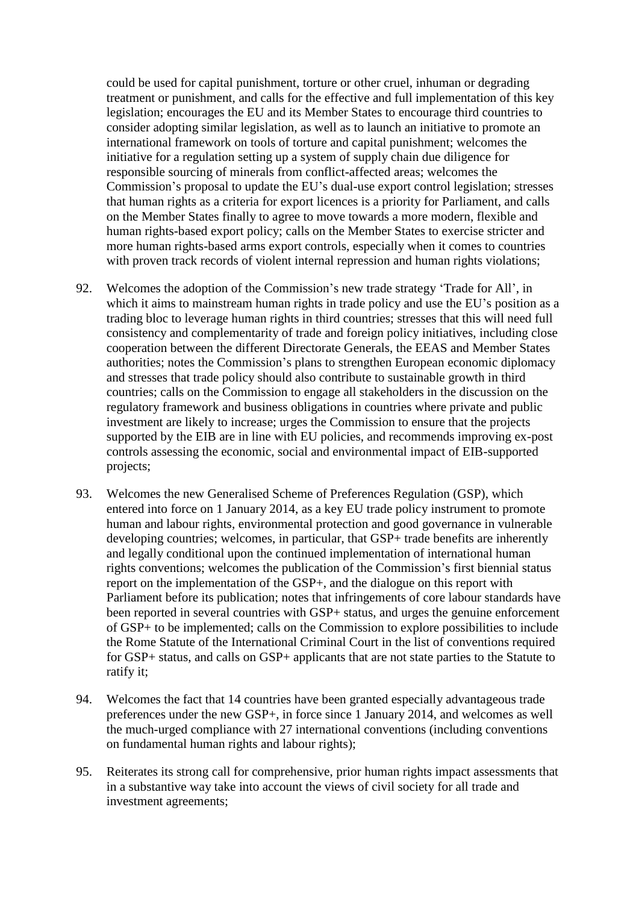could be used for capital punishment, torture or other cruel, inhuman or degrading treatment or punishment, and calls for the effective and full implementation of this key legislation; encourages the EU and its Member States to encourage third countries to consider adopting similar legislation, as well as to launch an initiative to promote an international framework on tools of torture and capital punishment; welcomes the initiative for a regulation setting up a system of supply chain due diligence for responsible sourcing of minerals from conflict-affected areas; welcomes the Commission's proposal to update the EU's dual-use export control legislation; stresses that human rights as a criteria for export licences is a priority for Parliament, and calls on the Member States finally to agree to move towards a more modern, flexible and human rights-based export policy; calls on the Member States to exercise stricter and more human rights-based arms export controls, especially when it comes to countries with proven track records of violent internal repression and human rights violations;

92. Welcomes the adoption of the Commission's new trade strategy 'Trade for All', in which it aims to mainstream human rights in trade policy and use the EU's position as a trading bloc to leverage human rights in third countries; stresses that this will need full consistency and complementarity of trade and foreign policy initiatives, including close cooperation between the different Directorate Generals, the EEAS and Member States authorities; notes the Commission's plans to strengthen European economic diplomacy and stresses that trade policy should also contribute to sustainable growth in third countries; calls on the Commission to engage all stakeholders in the discussion on the regulatory framework and business obligations in countries where private and public investment are likely to increase; urges the Commission to ensure that the projects supported by the EIB are in line with EU policies, and recommends improving ex-post controls assessing the economic, social and environmental impact of EIB-supported projects;

93. Welcomes the new Generalised Scheme of Preferences Regulation (GSP), which entered into force on 1 January 2014, as a key EU trade policy instrument to promote human and labour rights, environmental protection and good governance in vulnerable developing countries; welcomes, in particular, that GSP+ trade benefits are inherently and legally conditional upon the continued implementation of international human rights conventions; welcomes the publication of the Commission's first biennial status report on the implementation of the GSP+, and the dialogue on this report with Parliament before its publication; notes that infringements of core labour standards have been reported in several countries with GSP+ status, and urges the genuine enforcement of GSP+ to be implemented; calls on the Commission to explore possibilities to include the Rome Statute of the International Criminal Court in the list of conventions required for GSP+ status, and calls on GSP+ applicants that are not state parties to the Statute to ratify it;

94. Welcomes the fact that 14 countries have been granted especially advantageous trade preferences under the new GSP+, in force since 1 January 2014, and welcomes as well the much-urged compliance with 27 international conventions (including conventions on fundamental human rights and labour rights);

95. Reiterates its strong call for comprehensive, prior human rights impact assessments that in a substantive way take into account the views of civil society for all trade and investment agreements;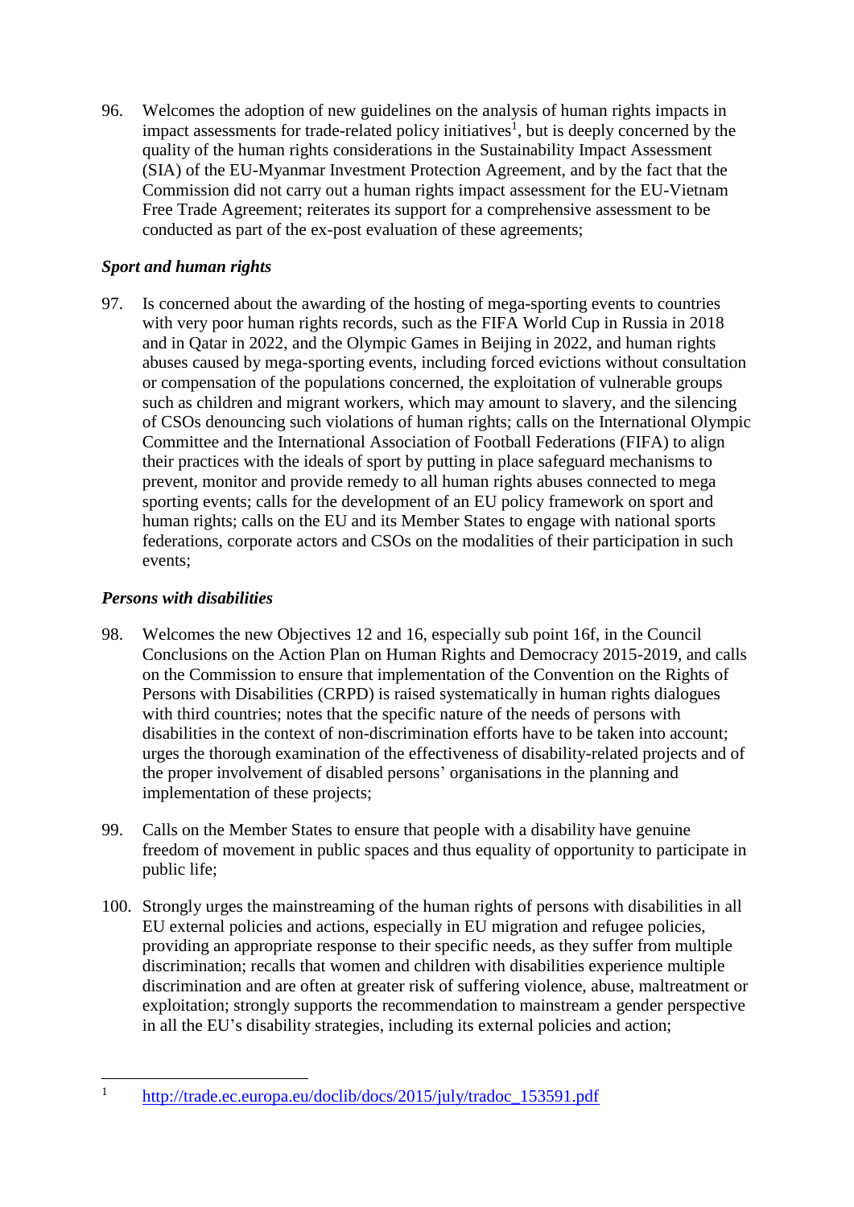96. Welcomes the adoption of new guidelines on the analysis of human rights impacts in impact assessments for trade-related policy initiatives[1], but is deeply concerned by the quality of the human rights considerations in the Sustainability Impact Assessment (SIA) of the EU-Myanmar Investment Protection Agreement, and by the fact that the Commission did not carry out a human rights impact assessment for the EU-Vietnam Free Trade Agreement; reiterates its support for a comprehensive assessment to be conducted as part of the ex-post evaluation of these agreements;

***Sport and human rights***

97. Is concerned about the awarding of the hosting of mega-sporting events to countries with very poor human rights records, such as the FIFA World Cup in Russia in 2018 and in Qatar in 2022, and the Olympic Games in Beijing in 2022, and human rights abuses caused by mega-sporting events, including forced evictions without consultation or compensation of the populations concerned, the exploitation of vulnerable groups such as children and migrant workers, which may amount to slavery, and the silencing of CSOs denouncing such violations of human rights; calls on the International Olympic Committee and the International Association of Football Federations (FIFA) to align their practices with the ideals of sport by putting in place safeguard mechanisms to prevent, monitor and provide remedy to all human rights abuses connected to mega sporting events; calls for the development of an EU policy framework on sport and human rights; calls on the EU and its Member States to engage with national sports federations, corporate actors and CSOs on the modalities of their participation in such events;

***Persons with disabilities***

98. Welcomes the new Objectives 12 and 16, especially sub point 16f, in the Council Conclusions on the Action Plan on Human Rights and Democracy 2015-2019, and calls on the Commission to ensure that implementation of the Convention on the Rights of Persons with Disabilities (CRPD) is raised systematically in human rights dialogues with third countries; notes that the specific nature of the needs of persons with disabilities in the context of non-discrimination efforts have to be taken into account; urges the thorough examination of the effectiveness of disability-related projects and of the proper involvement of disabled persons' organisations in the planning and implementation of these projects;

99. Calls on the Member States to ensure that people with a disability have genuine freedom of movement in public spaces and thus equality of opportunity to participate in public life;

100. Strongly urges the mainstreaming of the human rights of persons with disabilities in all EU external policies and actions, especially in EU migration and refugee policies, providing an appropriate response to their specific needs, as they suffer from multiple discrimination; recalls that women and children with disabilities experience multiple discrimination and are often at greater risk of suffering violence, abuse, maltreatment or exploitation; strongly supports the recommendation to mainstream a gender perspective in all the EU's disability strategies, including its external policies and action;

---

[1] http://trade.ec.europa.eu/doclib/docs/2015/july/tradoc_153591.pdf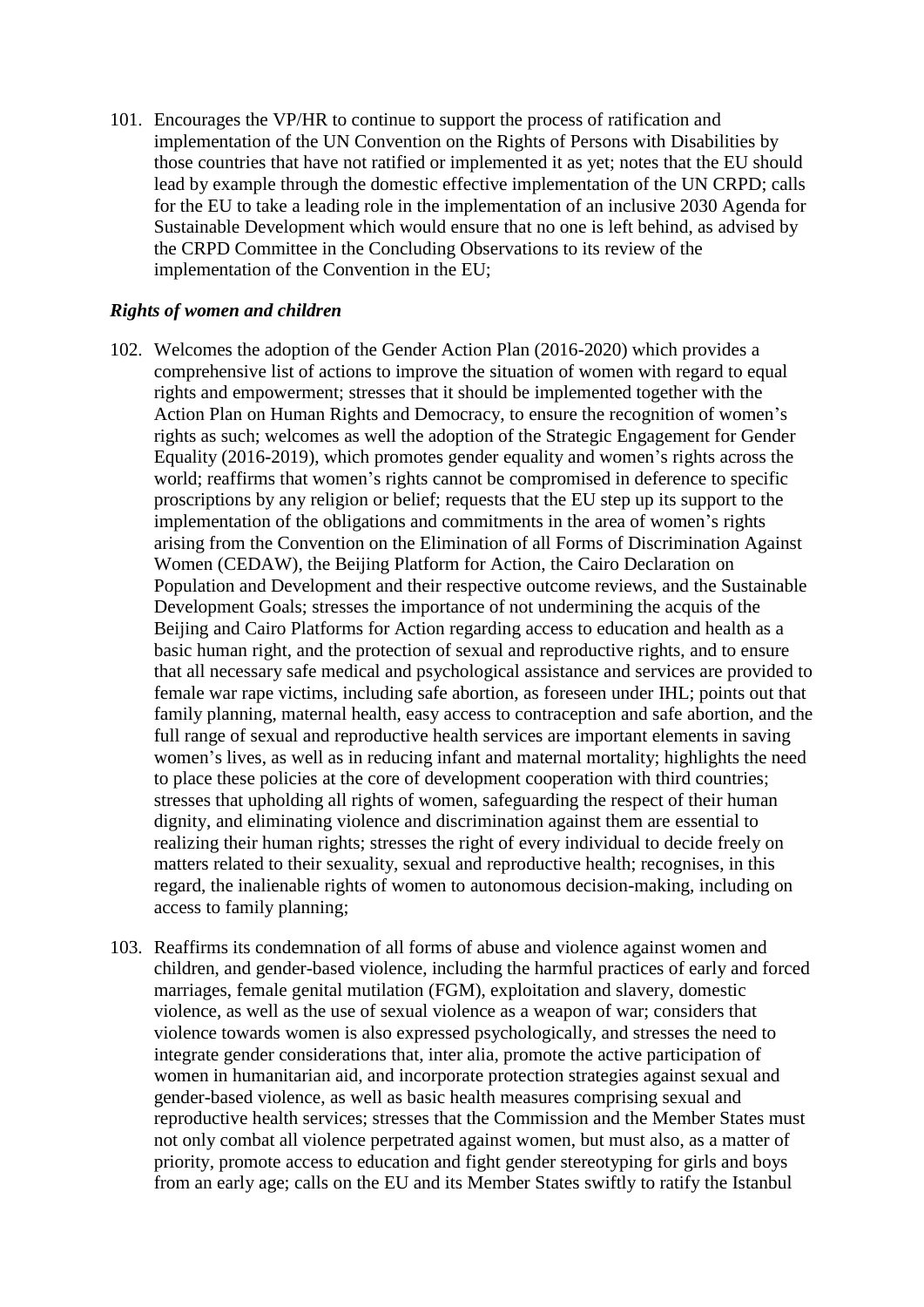101. Encourages the VP/HR to continue to support the process of ratification and implementation of the UN Convention on the Rights of Persons with Disabilities by those countries that have not ratified or implemented it as yet; notes that the EU should lead by example through the domestic effective implementation of the UN CRPD; calls for the EU to take a leading role in the implementation of an inclusive 2030 Agenda for Sustainable Development which would ensure that no one is left behind, as advised by the CRPD Committee in the Concluding Observations to its review of the implementation of the Convention in the EU;

### *Rights of women and children*

102. Welcomes the adoption of the Gender Action Plan (2016-2020) which provides a comprehensive list of actions to improve the situation of women with regard to equal rights and empowerment; stresses that it should be implemented together with the Action Plan on Human Rights and Democracy, to ensure the recognition of women's rights as such; welcomes as well the adoption of the Strategic Engagement for Gender Equality (2016-2019), which promotes gender equality and women's rights across the world; reaffirms that women's rights cannot be compromised in deference to specific proscriptions by any religion or belief; requests that the EU step up its support to the implementation of the obligations and commitments in the area of women's rights arising from the Convention on the Elimination of all Forms of Discrimination Against Women (CEDAW), the Beijing Platform for Action, the Cairo Declaration on Population and Development and their respective outcome reviews, and the Sustainable Development Goals; stresses the importance of not undermining the acquis of the Beijing and Cairo Platforms for Action regarding access to education and health as a basic human right, and the protection of sexual and reproductive rights, and to ensure that all necessary safe medical and psychological assistance and services are provided to female war rape victims, including safe abortion, as foreseen under IHL; points out that family planning, maternal health, easy access to contraception and safe abortion, and the full range of sexual and reproductive health services are important elements in saving women's lives, as well as in reducing infant and maternal mortality; highlights the need to place these policies at the core of development cooperation with third countries; stresses that upholding all rights of women, safeguarding the respect of their human dignity, and eliminating violence and discrimination against them are essential to realizing their human rights; stresses the right of every individual to decide freely on matters related to their sexuality, sexual and reproductive health; recognises, in this regard, the inalienable rights of women to autonomous decision-making, including on access to family planning;

103. Reaffirms its condemnation of all forms of abuse and violence against women and children, and gender-based violence, including the harmful practices of early and forced marriages, female genital mutilation (FGM), exploitation and slavery, domestic violence, as well as the use of sexual violence as a weapon of war; considers that violence towards women is also expressed psychologically, and stresses the need to integrate gender considerations that, inter alia, promote the active participation of women in humanitarian aid, and incorporate protection strategies against sexual and gender-based violence, as well as basic health measures comprising sexual and reproductive health services; stresses that the Commission and the Member States must not only combat all violence perpetrated against women, but must also, as a matter of priority, promote access to education and fight gender stereotyping for girls and boys from an early age; calls on the EU and its Member States swiftly to ratify the Istanbul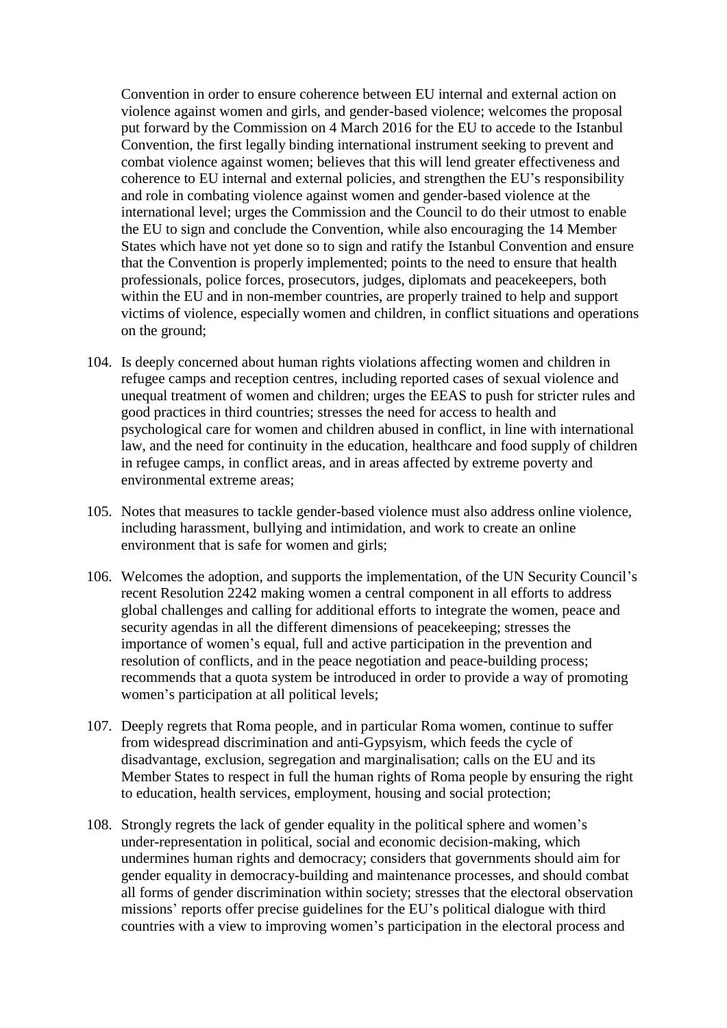Convention in order to ensure coherence between EU internal and external action on violence against women and girls, and gender-based violence; welcomes the proposal put forward by the Commission on 4 March 2016 for the EU to accede to the Istanbul Convention, the first legally binding international instrument seeking to prevent and combat violence against women; believes that this will lend greater effectiveness and coherence to EU internal and external policies, and strengthen the EU's responsibility and role in combating violence against women and gender-based violence at the international level; urges the Commission and the Council to do their utmost to enable the EU to sign and conclude the Convention, while also encouraging the 14 Member States which have not yet done so to sign and ratify the Istanbul Convention and ensure that the Convention is properly implemented; points to the need to ensure that health professionals, police forces, prosecutors, judges, diplomats and peacekeepers, both within the EU and in non-member countries, are properly trained to help and support victims of violence, especially women and children, in conflict situations and operations on the ground;

104. Is deeply concerned about human rights violations affecting women and children in refugee camps and reception centres, including reported cases of sexual violence and unequal treatment of women and children; urges the EEAS to push for stricter rules and good practices in third countries; stresses the need for access to health and psychological care for women and children abused in conflict, in line with international law, and the need for continuity in the education, healthcare and food supply of children in refugee camps, in conflict areas, and in areas affected by extreme poverty and environmental extreme areas;

105. Notes that measures to tackle gender-based violence must also address online violence, including harassment, bullying and intimidation, and work to create an online environment that is safe for women and girls;

106. Welcomes the adoption, and supports the implementation, of the UN Security Council's recent Resolution 2242 making women a central component in all efforts to address global challenges and calling for additional efforts to integrate the women, peace and security agendas in all the different dimensions of peacekeeping; stresses the importance of women's equal, full and active participation in the prevention and resolution of conflicts, and in the peace negotiation and peace-building process; recommends that a quota system be introduced in order to provide a way of promoting women's participation at all political levels;

107. Deeply regrets that Roma people, and in particular Roma women, continue to suffer from widespread discrimination and anti-Gypsyism, which feeds the cycle of disadvantage, exclusion, segregation and marginalisation; calls on the EU and its Member States to respect in full the human rights of Roma people by ensuring the right to education, health services, employment, housing and social protection;

108. Strongly regrets the lack of gender equality in the political sphere and women's under-representation in political, social and economic decision-making, which undermines human rights and democracy; considers that governments should aim for gender equality in democracy-building and maintenance processes, and should combat all forms of gender discrimination within society; stresses that the electoral observation missions' reports offer precise guidelines for the EU's political dialogue with third countries with a view to improving women's participation in the electoral process and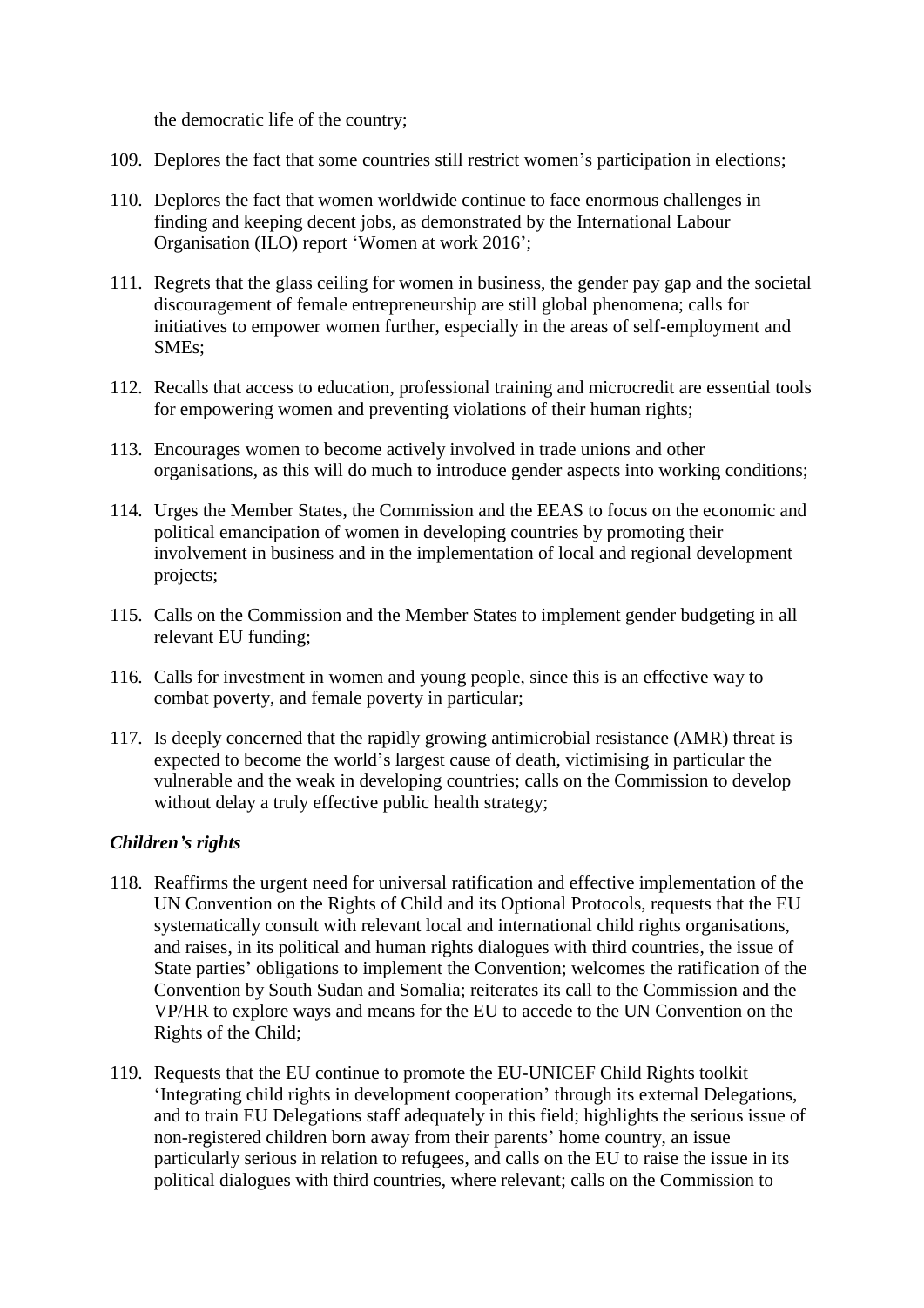the democratic life of the country;

109. Deplores the fact that some countries still restrict women's participation in elections;

110. Deplores the fact that women worldwide continue to face enormous challenges in finding and keeping decent jobs, as demonstrated by the International Labour Organisation (ILO) report 'Women at work 2016';

111. Regrets that the glass ceiling for women in business, the gender pay gap and the societal discouragement of female entrepreneurship are still global phenomena; calls for initiatives to empower women further, especially in the areas of self-employment and SMEs;

112. Recalls that access to education, professional training and microcredit are essential tools for empowering women and preventing violations of their human rights;

113. Encourages women to become actively involved in trade unions and other organisations, as this will do much to introduce gender aspects into working conditions;

114. Urges the Member States, the Commission and the EEAS to focus on the economic and political emancipation of women in developing countries by promoting their involvement in business and in the implementation of local and regional development projects;

115. Calls on the Commission and the Member States to implement gender budgeting in all relevant EU funding;

116. Calls for investment in women and young people, since this is an effective way to combat poverty, and female poverty in particular;

117. Is deeply concerned that the rapidly growing antimicrobial resistance (AMR) threat is expected to become the world's largest cause of death, victimising in particular the vulnerable and the weak in developing countries; calls on the Commission to develop without delay a truly effective public health strategy;

***Children's rights***

118. Reaffirms the urgent need for universal ratification and effective implementation of the UN Convention on the Rights of Child and its Optional Protocols, requests that the EU systematically consult with relevant local and international child rights organisations, and raises, in its political and human rights dialogues with third countries, the issue of State parties' obligations to implement the Convention; welcomes the ratification of the Convention by South Sudan and Somalia; reiterates its call to the Commission and the VP/HR to explore ways and means for the EU to accede to the UN Convention on the Rights of the Child;

119. Requests that the EU continue to promote the EU-UNICEF Child Rights toolkit 'Integrating child rights in development cooperation' through its external Delegations, and to train EU Delegations staff adequately in this field; highlights the serious issue of non-registered children born away from their parents' home country, an issue particularly serious in relation to refugees, and calls on the EU to raise the issue in its political dialogues with third countries, where relevant; calls on the Commission to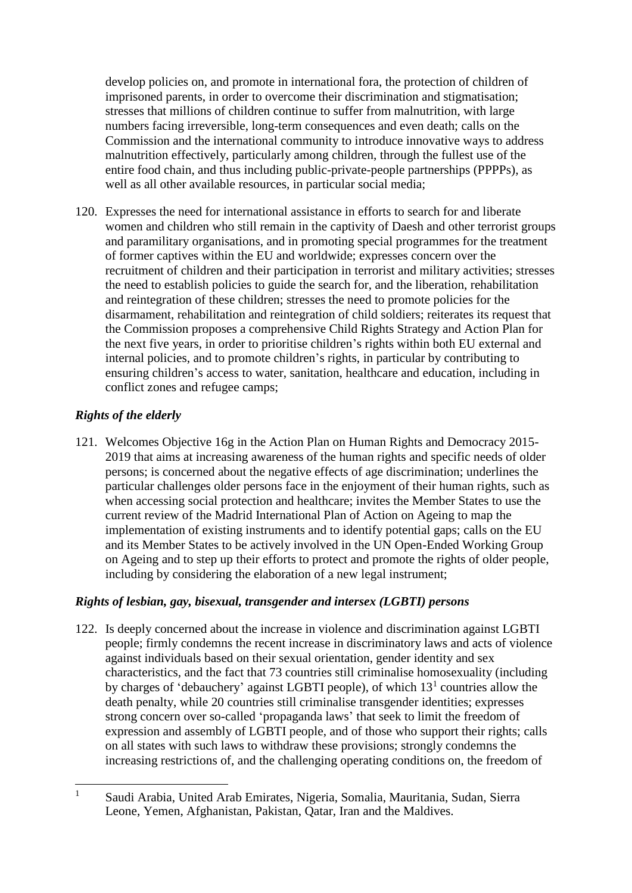develop policies on, and promote in international fora, the protection of children of imprisoned parents, in order to overcome their discrimination and stigmatisation; stresses that millions of children continue to suffer from malnutrition, with large numbers facing irreversible, long-term consequences and even death; calls on the Commission and the international community to introduce innovative ways to address malnutrition effectively, particularly among children, through the fullest use of the entire food chain, and thus including public-private-people partnerships (PPPPs), as well as all other available resources, in particular social media;

120. Expresses the need for international assistance in efforts to search for and liberate women and children who still remain in the captivity of Daesh and other terrorist groups and paramilitary organisations, and in promoting special programmes for the treatment of former captives within the EU and worldwide; expresses concern over the recruitment of children and their participation in terrorist and military activities; stresses the need to establish policies to guide the search for, and the liberation, rehabilitation and reintegration of these children; stresses the need to promote policies for the disarmament, rehabilitation and reintegration of child soldiers; reiterates its request that the Commission proposes a comprehensive Child Rights Strategy and Action Plan for the next five years, in order to prioritise children's rights within both EU external and internal policies, and to promote children's rights, in particular by contributing to ensuring children's access to water, sanitation, healthcare and education, including in conflict zones and refugee camps;

### *Rights of the elderly*

121. Welcomes Objective 16g in the Action Plan on Human Rights and Democracy 2015-2019 that aims at increasing awareness of the human rights and specific needs of older persons; is concerned about the negative effects of age discrimination; underlines the particular challenges older persons face in the enjoyment of their human rights, such as when accessing social protection and healthcare; invites the Member States to use the current review of the Madrid International Plan of Action on Ageing to map the implementation of existing instruments and to identify potential gaps; calls on the EU and its Member States to be actively involved in the UN Open-Ended Working Group on Ageing and to step up their efforts to protect and promote the rights of older people, including by considering the elaboration of a new legal instrument;

### *Rights of lesbian, gay, bisexual, transgender and intersex (LGBTI) persons*

122. Is deeply concerned about the increase in violence and discrimination against LGBTI people; firmly condemns the recent increase in discriminatory laws and acts of violence against individuals based on their sexual orientation, gender identity and sex characteristics, and the fact that 73 countries still criminalise homosexuality (including by charges of 'debauchery' against LGBTI people), of which 13[1] countries allow the death penalty, while 20 countries still criminalise transgender identities; expresses strong concern over so-called 'propaganda laws' that seek to limit the freedom of expression and assembly of LGBTI people, and of those who support their rights; calls on all states with such laws to withdraw these provisions; strongly condemns the increasing restrictions of, and the challenging operating conditions on, the freedom of

---

[1] Saudi Arabia, United Arab Emirates, Nigeria, Somalia, Mauritania, Sudan, Sierra Leone, Yemen, Afghanistan, Pakistan, Qatar, Iran and the Maldives.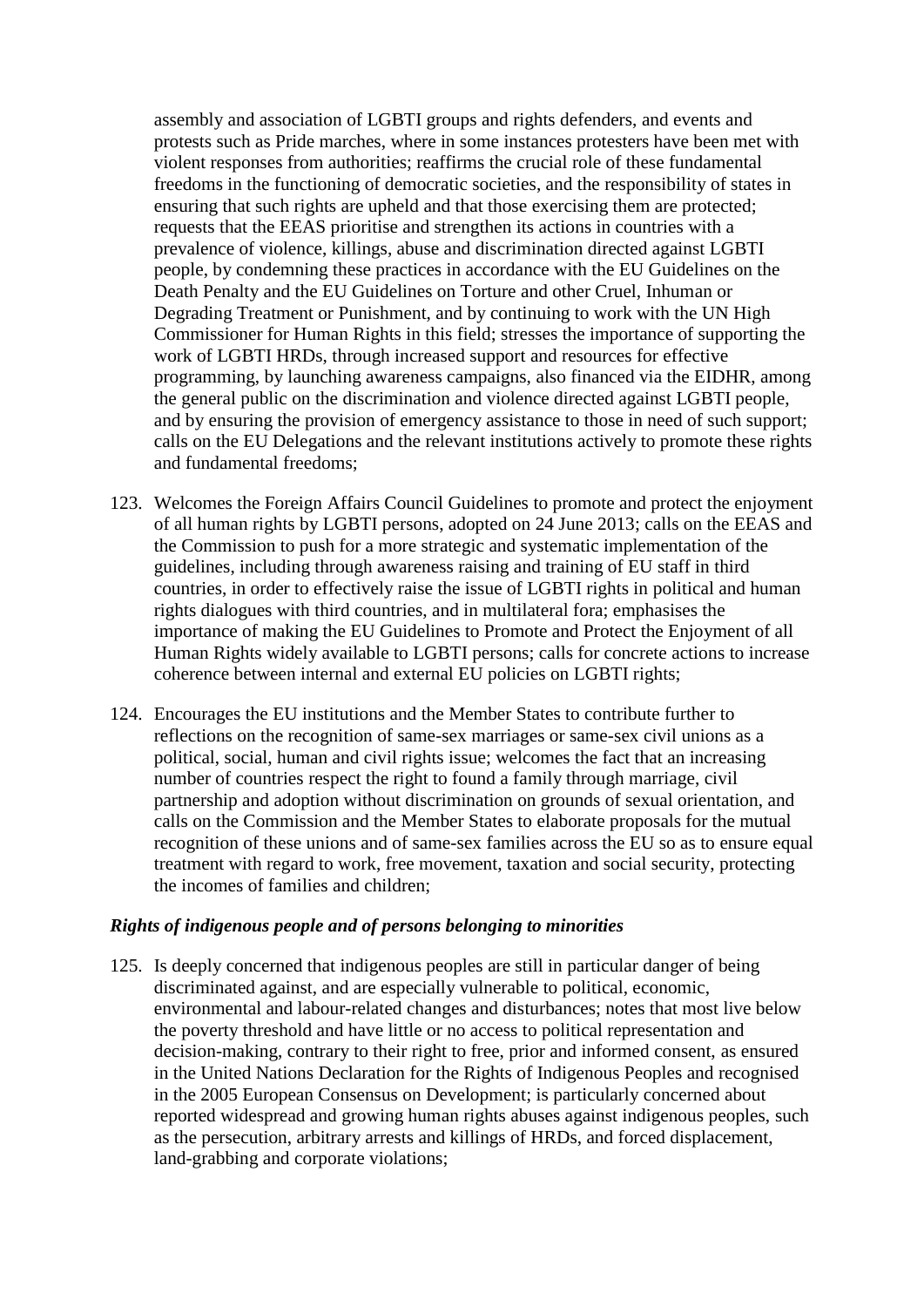assembly and association of LGBTI groups and rights defenders, and events and protests such as Pride marches, where in some instances protesters have been met with violent responses from authorities; reaffirms the crucial role of these fundamental freedoms in the functioning of democratic societies, and the responsibility of states in ensuring that such rights are upheld and that those exercising them are protected; requests that the EEAS prioritise and strengthen its actions in countries with a prevalence of violence, killings, abuse and discrimination directed against LGBTI people, by condemning these practices in accordance with the EU Guidelines on the Death Penalty and the EU Guidelines on Torture and other Cruel, Inhuman or Degrading Treatment or Punishment, and by continuing to work with the UN High Commissioner for Human Rights in this field; stresses the importance of supporting the work of LGBTI HRDs, through increased support and resources for effective programming, by launching awareness campaigns, also financed via the EIDHR, among the general public on the discrimination and violence directed against LGBTI people, and by ensuring the provision of emergency assistance to those in need of such support; calls on the EU Delegations and the relevant institutions actively to promote these rights and fundamental freedoms;

123. Welcomes the Foreign Affairs Council Guidelines to promote and protect the enjoyment of all human rights by LGBTI persons, adopted on 24 June 2013; calls on the EEAS and the Commission to push for a more strategic and systematic implementation of the guidelines, including through awareness raising and training of EU staff in third countries, in order to effectively raise the issue of LGBTI rights in political and human rights dialogues with third countries, and in multilateral fora; emphasises the importance of making the EU Guidelines to Promote and Protect the Enjoyment of all Human Rights widely available to LGBTI persons; calls for concrete actions to increase coherence between internal and external EU policies on LGBTI rights;

124. Encourages the EU institutions and the Member States to contribute further to reflections on the recognition of same-sex marriages or same-sex civil unions as a political, social, human and civil rights issue; welcomes the fact that an increasing number of countries respect the right to found a family through marriage, civil partnership and adoption without discrimination on grounds of sexual orientation, and calls on the Commission and the Member States to elaborate proposals for the mutual recognition of these unions and of same-sex families across the EU so as to ensure equal treatment with regard to work, free movement, taxation and social security, protecting the incomes of families and children;

***Rights of indigenous people and of persons belonging to minorities***

125. Is deeply concerned that indigenous peoples are still in particular danger of being discriminated against, and are especially vulnerable to political, economic, environmental and labour-related changes and disturbances; notes that most live below the poverty threshold and have little or no access to political representation and decision-making, contrary to their right to free, prior and informed consent, as ensured in the United Nations Declaration for the Rights of Indigenous Peoples and recognised in the 2005 European Consensus on Development; is particularly concerned about reported widespread and growing human rights abuses against indigenous peoples, such as the persecution, arbitrary arrests and killings of HRDs, and forced displacement, land-grabbing and corporate violations;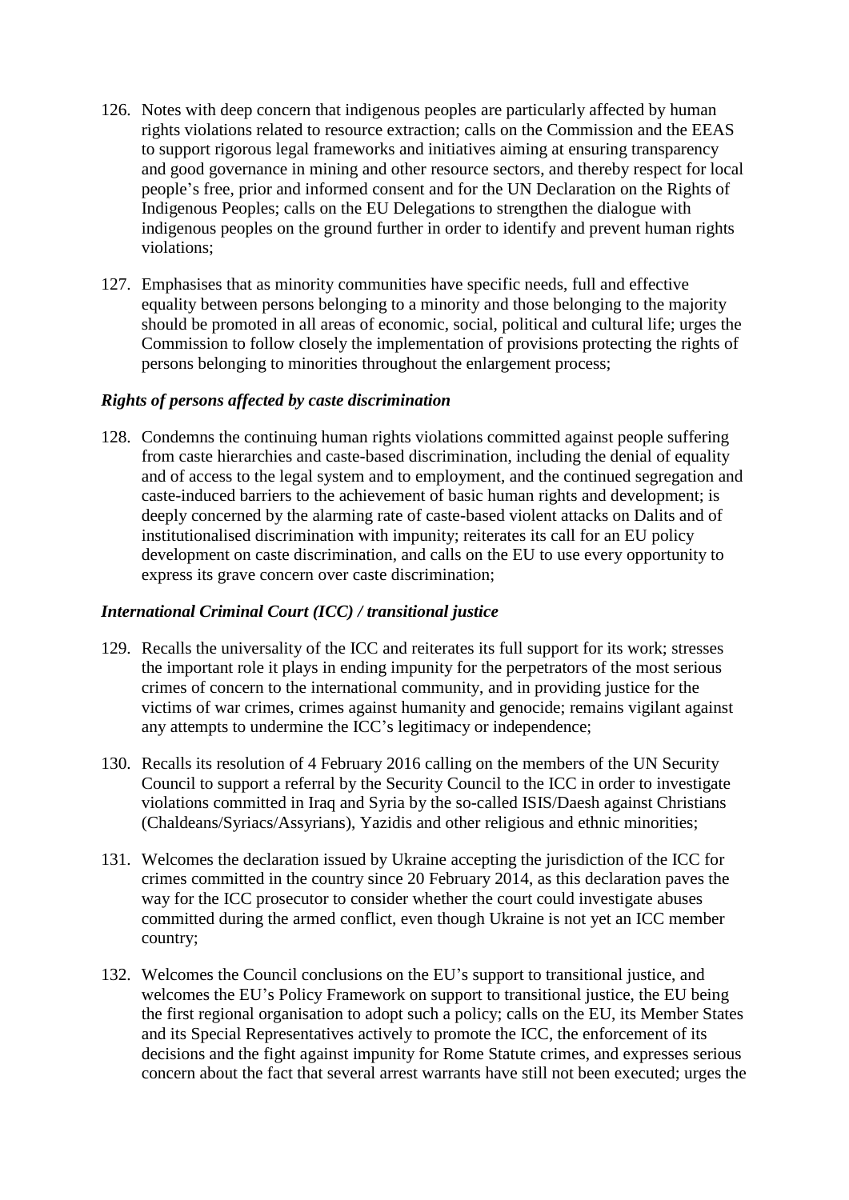126. Notes with deep concern that indigenous peoples are particularly affected by human rights violations related to resource extraction; calls on the Commission and the EEAS to support rigorous legal frameworks and initiatives aiming at ensuring transparency and good governance in mining and other resource sectors, and thereby respect for local people's free, prior and informed consent and for the UN Declaration on the Rights of Indigenous Peoples; calls on the EU Delegations to strengthen the dialogue with indigenous peoples on the ground further in order to identify and prevent human rights violations;

127. Emphasises that as minority communities have specific needs, full and effective equality between persons belonging to a minority and those belonging to the majority should be promoted in all areas of economic, social, political and cultural life; urges the Commission to follow closely the implementation of provisions protecting the rights of persons belonging to minorities throughout the enlargement process;

***Rights of persons affected by caste discrimination***

128. Condemns the continuing human rights violations committed against people suffering from caste hierarchies and caste-based discrimination, including the denial of equality and of access to the legal system and to employment, and the continued segregation and caste-induced barriers to the achievement of basic human rights and development; is deeply concerned by the alarming rate of caste-based violent attacks on Dalits and of institutionalised discrimination with impunity; reiterates its call for an EU policy development on caste discrimination, and calls on the EU to use every opportunity to express its grave concern over caste discrimination;

***International Criminal Court (ICC) / transitional justice***

129. Recalls the universality of the ICC and reiterates its full support for its work; stresses the important role it plays in ending impunity for the perpetrators of the most serious crimes of concern to the international community, and in providing justice for the victims of war crimes, crimes against humanity and genocide; remains vigilant against any attempts to undermine the ICC's legitimacy or independence;

130. Recalls its resolution of 4 February 2016 calling on the members of the UN Security Council to support a referral by the Security Council to the ICC in order to investigate violations committed in Iraq and Syria by the so-called ISIS/Daesh against Christians (Chaldeans/Syriacs/Assyrians), Yazidis and other religious and ethnic minorities;

131. Welcomes the declaration issued by Ukraine accepting the jurisdiction of the ICC for crimes committed in the country since 20 February 2014, as this declaration paves the way for the ICC prosecutor to consider whether the court could investigate abuses committed during the armed conflict, even though Ukraine is not yet an ICC member country;

132. Welcomes the Council conclusions on the EU's support to transitional justice, and welcomes the EU's Policy Framework on support to transitional justice, the EU being the first regional organisation to adopt such a policy; calls on the EU, its Member States and its Special Representatives actively to promote the ICC, the enforcement of its decisions and the fight against impunity for Rome Statute crimes, and expresses serious concern about the fact that several arrest warrants have still not been executed; urges the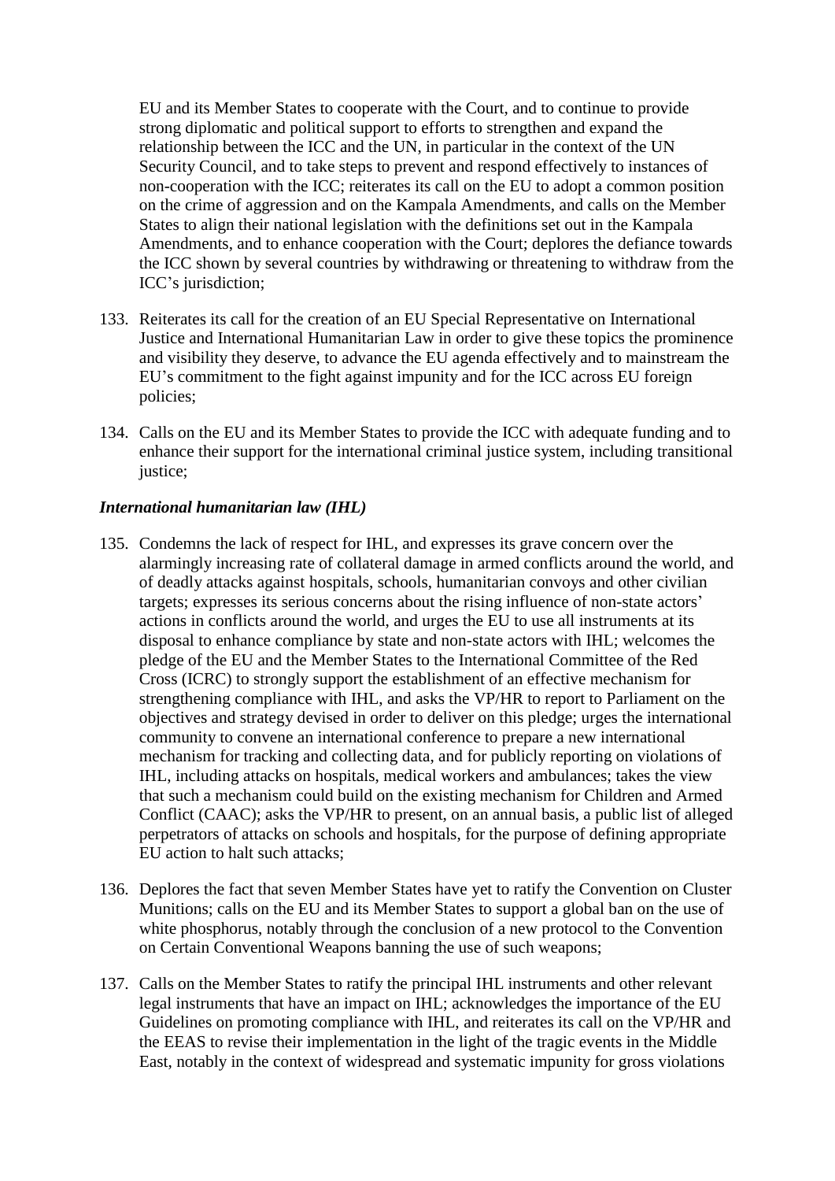EU and its Member States to cooperate with the Court, and to continue to provide strong diplomatic and political support to efforts to strengthen and expand the relationship between the ICC and the UN, in particular in the context of the UN Security Council, and to take steps to prevent and respond effectively to instances of non-cooperation with the ICC; reiterates its call on the EU to adopt a common position on the crime of aggression and on the Kampala Amendments, and calls on the Member States to align their national legislation with the definitions set out in the Kampala Amendments, and to enhance cooperation with the Court; deplores the defiance towards the ICC shown by several countries by withdrawing or threatening to withdraw from the ICC's jurisdiction;

133. Reiterates its call for the creation of an EU Special Representative on International Justice and International Humanitarian Law in order to give these topics the prominence and visibility they deserve, to advance the EU agenda effectively and to mainstream the EU's commitment to the fight against impunity and for the ICC across EU foreign policies;

134. Calls on the EU and its Member States to provide the ICC with adequate funding and to enhance their support for the international criminal justice system, including transitional justice;

***International humanitarian law (IHL)***

135. Condemns the lack of respect for IHL, and expresses its grave concern over the alarmingly increasing rate of collateral damage in armed conflicts around the world, and of deadly attacks against hospitals, schools, humanitarian convoys and other civilian targets; expresses its serious concerns about the rising influence of non-state actors' actions in conflicts around the world, and urges the EU to use all instruments at its disposal to enhance compliance by state and non-state actors with IHL; welcomes the pledge of the EU and the Member States to the International Committee of the Red Cross (ICRC) to strongly support the establishment of an effective mechanism for strengthening compliance with IHL, and asks the VP/HR to report to Parliament on the objectives and strategy devised in order to deliver on this pledge; urges the international community to convene an international conference to prepare a new international mechanism for tracking and collecting data, and for publicly reporting on violations of IHL, including attacks on hospitals, medical workers and ambulances; takes the view that such a mechanism could build on the existing mechanism for Children and Armed Conflict (CAAC); asks the VP/HR to present, on an annual basis, a public list of alleged perpetrators of attacks on schools and hospitals, for the purpose of defining appropriate EU action to halt such attacks;

136. Deplores the fact that seven Member States have yet to ratify the Convention on Cluster Munitions; calls on the EU and its Member States to support a global ban on the use of white phosphorus, notably through the conclusion of a new protocol to the Convention on Certain Conventional Weapons banning the use of such weapons;

137. Calls on the Member States to ratify the principal IHL instruments and other relevant legal instruments that have an impact on IHL; acknowledges the importance of the EU Guidelines on promoting compliance with IHL, and reiterates its call on the VP/HR and the EEAS to revise their implementation in the light of the tragic events in the Middle East, notably in the context of widespread and systematic impunity for gross violations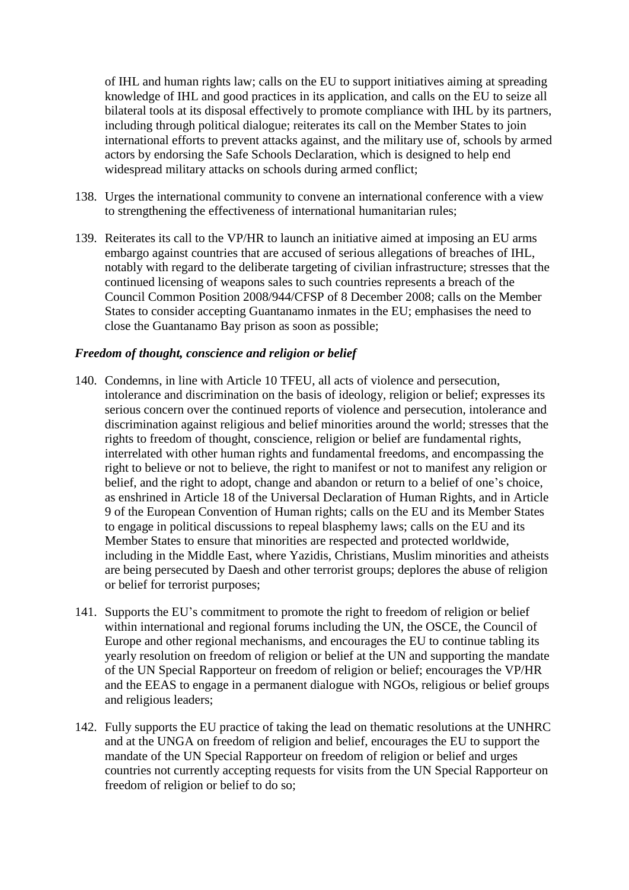of IHL and human rights law; calls on the EU to support initiatives aiming at spreading knowledge of IHL and good practices in its application, and calls on the EU to seize all bilateral tools at its disposal effectively to promote compliance with IHL by its partners, including through political dialogue; reiterates its call on the Member States to join international efforts to prevent attacks against, and the military use of, schools by armed actors by endorsing the Safe Schools Declaration, which is designed to help end widespread military attacks on schools during armed conflict;

138. Urges the international community to convene an international conference with a view to strengthening the effectiveness of international humanitarian rules;

139. Reiterates its call to the VP/HR to launch an initiative aimed at imposing an EU arms embargo against countries that are accused of serious allegations of breaches of IHL, notably with regard to the deliberate targeting of civilian infrastructure; stresses that the continued licensing of weapons sales to such countries represents a breach of the Council Common Position 2008/944/CFSP of 8 December 2008; calls on the Member States to consider accepting Guantanamo inmates in the EU; emphasises the need to close the Guantanamo Bay prison as soon as possible;

### *Freedom of thought, conscience and religion or belief*

140. Condemns, in line with Article 10 TFEU, all acts of violence and persecution, intolerance and discrimination on the basis of ideology, religion or belief; expresses its serious concern over the continued reports of violence and persecution, intolerance and discrimination against religious and belief minorities around the world; stresses that the rights to freedom of thought, conscience, religion or belief are fundamental rights, interrelated with other human rights and fundamental freedoms, and encompassing the right to believe or not to believe, the right to manifest or not to manifest any religion or belief, and the right to adopt, change and abandon or return to a belief of one's choice, as enshrined in Article 18 of the Universal Declaration of Human Rights, and in Article 9 of the European Convention of Human rights; calls on the EU and its Member States to engage in political discussions to repeal blasphemy laws; calls on the EU and its Member States to ensure that minorities are respected and protected worldwide, including in the Middle East, where Yazidis, Christians, Muslim minorities and atheists are being persecuted by Daesh and other terrorist groups; deplores the abuse of religion or belief for terrorist purposes;

141. Supports the EU's commitment to promote the right to freedom of religion or belief within international and regional forums including the UN, the OSCE, the Council of Europe and other regional mechanisms, and encourages the EU to continue tabling its yearly resolution on freedom of religion or belief at the UN and supporting the mandate of the UN Special Rapporteur on freedom of religion or belief; encourages the VP/HR and the EEAS to engage in a permanent dialogue with NGOs, religious or belief groups and religious leaders;

142. Fully supports the EU practice of taking the lead on thematic resolutions at the UNHRC and at the UNGA on freedom of religion and belief, encourages the EU to support the mandate of the UN Special Rapporteur on freedom of religion or belief and urges countries not currently accepting requests for visits from the UN Special Rapporteur on freedom of religion or belief to do so;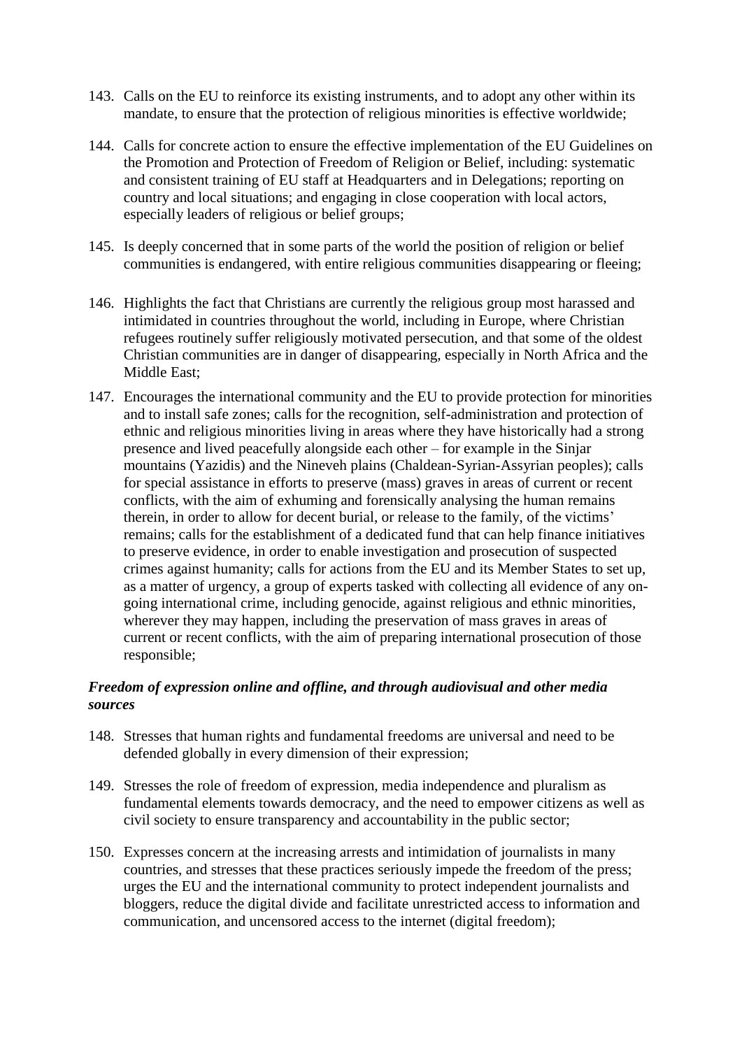143. Calls on the EU to reinforce its existing instruments, and to adopt any other within its mandate, to ensure that the protection of religious minorities is effective worldwide;

144. Calls for concrete action to ensure the effective implementation of the EU Guidelines on the Promotion and Protection of Freedom of Religion or Belief, including: systematic and consistent training of EU staff at Headquarters and in Delegations; reporting on country and local situations; and engaging in close cooperation with local actors, especially leaders of religious or belief groups;

145. Is deeply concerned that in some parts of the world the position of religion or belief communities is endangered, with entire religious communities disappearing or fleeing;

146. Highlights the fact that Christians are currently the religious group most harassed and intimidated in countries throughout the world, including in Europe, where Christian refugees routinely suffer religiously motivated persecution, and that some of the oldest Christian communities are in danger of disappearing, especially in North Africa and the Middle East;

147. Encourages the international community and the EU to provide protection for minorities and to install safe zones; calls for the recognition, self-administration and protection of ethnic and religious minorities living in areas where they have historically had a strong presence and lived peacefully alongside each other – for example in the Sinjar mountains (Yazidis) and the Nineveh plains (Chaldean-Syrian-Assyrian peoples); calls for special assistance in efforts to preserve (mass) graves in areas of current or recent conflicts, with the aim of exhuming and forensically analysing the human remains therein, in order to allow for decent burial, or release to the family, of the victims' remains; calls for the establishment of a dedicated fund that can help finance initiatives to preserve evidence, in order to enable investigation and prosecution of suspected crimes against humanity; calls for actions from the EU and its Member States to set up, as a matter of urgency, a group of experts tasked with collecting all evidence of any on-going international crime, including genocide, against religious and ethnic minorities, wherever they may happen, including the preservation of mass graves in areas of current or recent conflicts, with the aim of preparing international prosecution of those responsible;

***Freedom of expression online and offline, and through audiovisual and other media sources***

148. Stresses that human rights and fundamental freedoms are universal and need to be defended globally in every dimension of their expression;

149. Stresses the role of freedom of expression, media independence and pluralism as fundamental elements towards democracy, and the need to empower citizens as well as civil society to ensure transparency and accountability in the public sector;

150. Expresses concern at the increasing arrests and intimidation of journalists in many countries, and stresses that these practices seriously impede the freedom of the press; urges the EU and the international community to protect independent journalists and bloggers, reduce the digital divide and facilitate unrestricted access to information and communication, and uncensored access to the internet (digital freedom);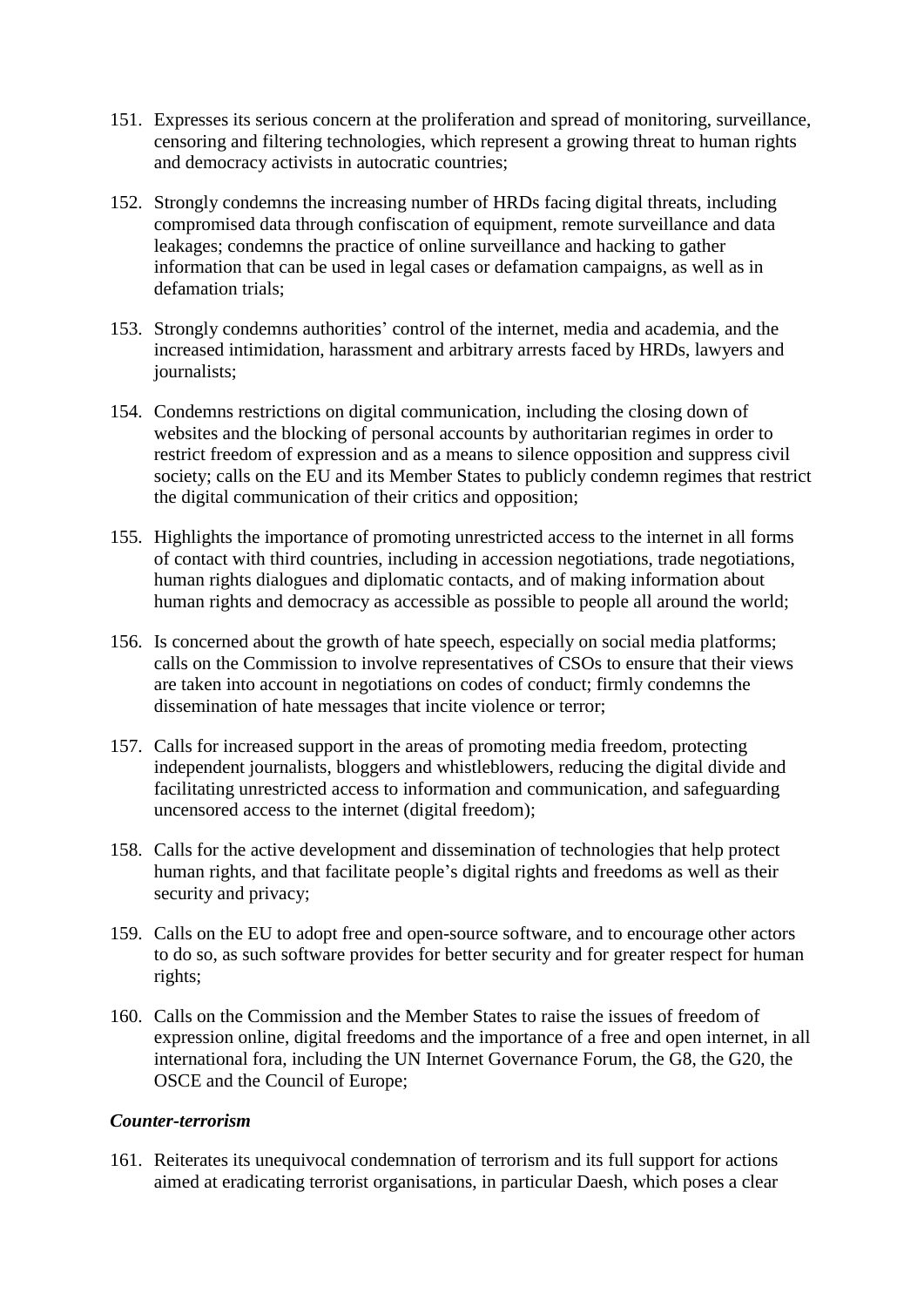151. Expresses its serious concern at the proliferation and spread of monitoring, surveillance, censoring and filtering technologies, which represent a growing threat to human rights and democracy activists in autocratic countries;

152. Strongly condemns the increasing number of HRDs facing digital threats, including compromised data through confiscation of equipment, remote surveillance and data leakages; condemns the practice of online surveillance and hacking to gather information that can be used in legal cases or defamation campaigns, as well as in defamation trials;

153. Strongly condemns authorities' control of the internet, media and academia, and the increased intimidation, harassment and arbitrary arrests faced by HRDs, lawyers and journalists;

154. Condemns restrictions on digital communication, including the closing down of websites and the blocking of personal accounts by authoritarian regimes in order to restrict freedom of expression and as a means to silence opposition and suppress civil society; calls on the EU and its Member States to publicly condemn regimes that restrict the digital communication of their critics and opposition;

155. Highlights the importance of promoting unrestricted access to the internet in all forms of contact with third countries, including in accession negotiations, trade negotiations, human rights dialogues and diplomatic contacts, and of making information about human rights and democracy as accessible as possible to people all around the world;

156. Is concerned about the growth of hate speech, especially on social media platforms; calls on the Commission to involve representatives of CSOs to ensure that their views are taken into account in negotiations on codes of conduct; firmly condemns the dissemination of hate messages that incite violence or terror;

157. Calls for increased support in the areas of promoting media freedom, protecting independent journalists, bloggers and whistleblowers, reducing the digital divide and facilitating unrestricted access to information and communication, and safeguarding uncensored access to the internet (digital freedom);

158. Calls for the active development and dissemination of technologies that help protect human rights, and that facilitate people's digital rights and freedoms as well as their security and privacy;

159. Calls on the EU to adopt free and open-source software, and to encourage other actors to do so, as such software provides for better security and for greater respect for human rights;

160. Calls on the Commission and the Member States to raise the issues of freedom of expression online, digital freedoms and the importance of a free and open internet, in all international fora, including the UN Internet Governance Forum, the G8, the G20, the OSCE and the Council of Europe;

***Counter-terrorism***

161. Reiterates its unequivocal condemnation of terrorism and its full support for actions aimed at eradicating terrorist organisations, in particular Daesh, which poses a clear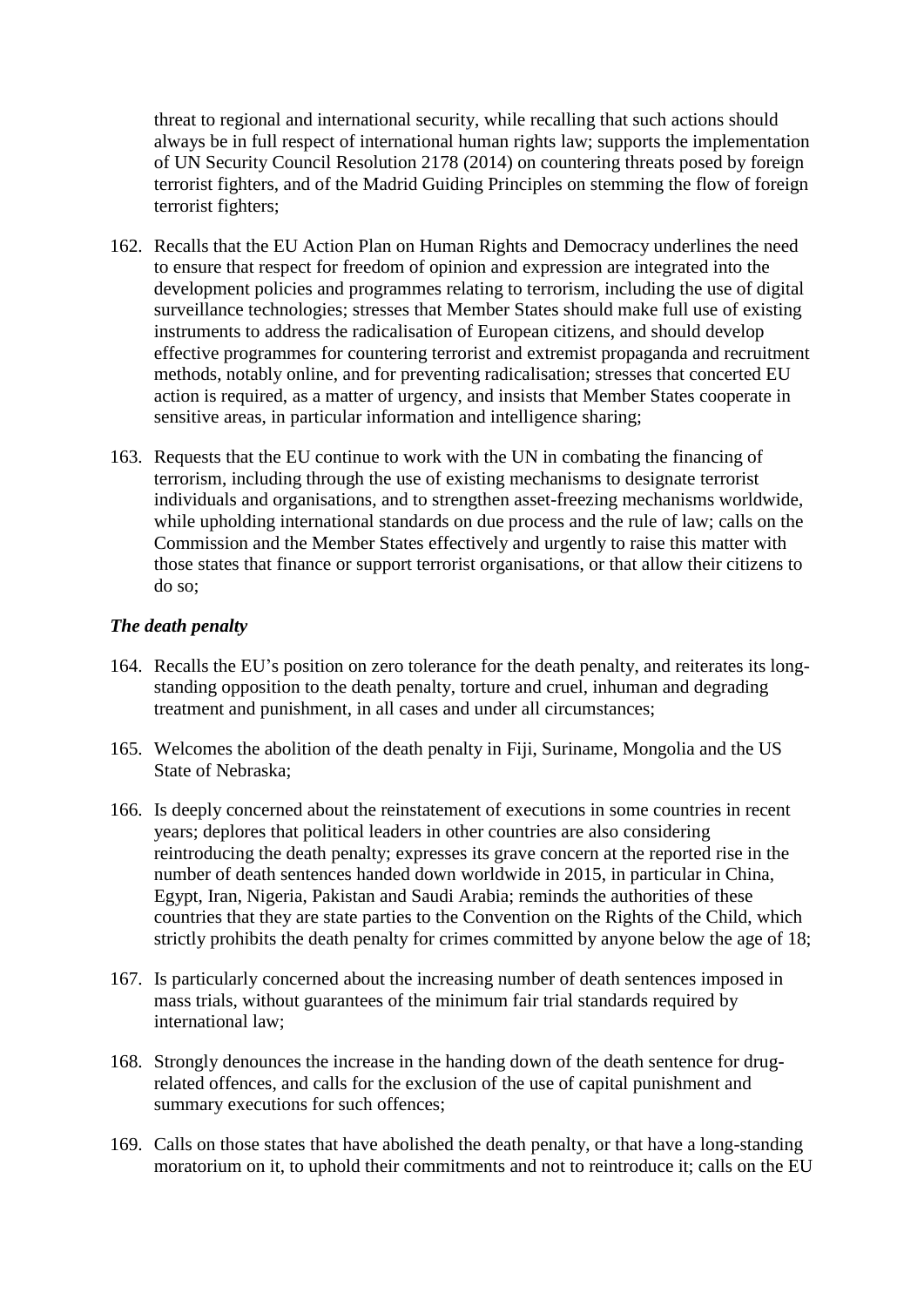threat to regional and international security, while recalling that such actions should always be in full respect of international human rights law; supports the implementation of UN Security Council Resolution 2178 (2014) on countering threats posed by foreign terrorist fighters, and of the Madrid Guiding Principles on stemming the flow of foreign terrorist fighters;

162. Recalls that the EU Action Plan on Human Rights and Democracy underlines the need to ensure that respect for freedom of opinion and expression are integrated into the development policies and programmes relating to terrorism, including the use of digital surveillance technologies; stresses that Member States should make full use of existing instruments to address the radicalisation of European citizens, and should develop effective programmes for countering terrorist and extremist propaganda and recruitment methods, notably online, and for preventing radicalisation; stresses that concerted EU action is required, as a matter of urgency, and insists that Member States cooperate in sensitive areas, in particular information and intelligence sharing;

163. Requests that the EU continue to work with the UN in combating the financing of terrorism, including through the use of existing mechanisms to designate terrorist individuals and organisations, and to strengthen asset-freezing mechanisms worldwide, while upholding international standards on due process and the rule of law; calls on the Commission and the Member States effectively and urgently to raise this matter with those states that finance or support terrorist organisations, or that allow their citizens to do so;

***The death penalty***

164. Recalls the EU's position on zero tolerance for the death penalty, and reiterates its long-standing opposition to the death penalty, torture and cruel, inhuman and degrading treatment and punishment, in all cases and under all circumstances;

165. Welcomes the abolition of the death penalty in Fiji, Suriname, Mongolia and the US State of Nebraska;

166. Is deeply concerned about the reinstatement of executions in some countries in recent years; deplores that political leaders in other countries are also considering reintroducing the death penalty; expresses its grave concern at the reported rise in the number of death sentences handed down worldwide in 2015, in particular in China, Egypt, Iran, Nigeria, Pakistan and Saudi Arabia; reminds the authorities of these countries that they are state parties to the Convention on the Rights of the Child, which strictly prohibits the death penalty for crimes committed by anyone below the age of 18;

167. Is particularly concerned about the increasing number of death sentences imposed in mass trials, without guarantees of the minimum fair trial standards required by international law;

168. Strongly denounces the increase in the handing down of the death sentence for drug-related offences, and calls for the exclusion of the use of capital punishment and summary executions for such offences;

169. Calls on those states that have abolished the death penalty, or that have a long-standing moratorium on it, to uphold their commitments and not to reintroduce it; calls on the EU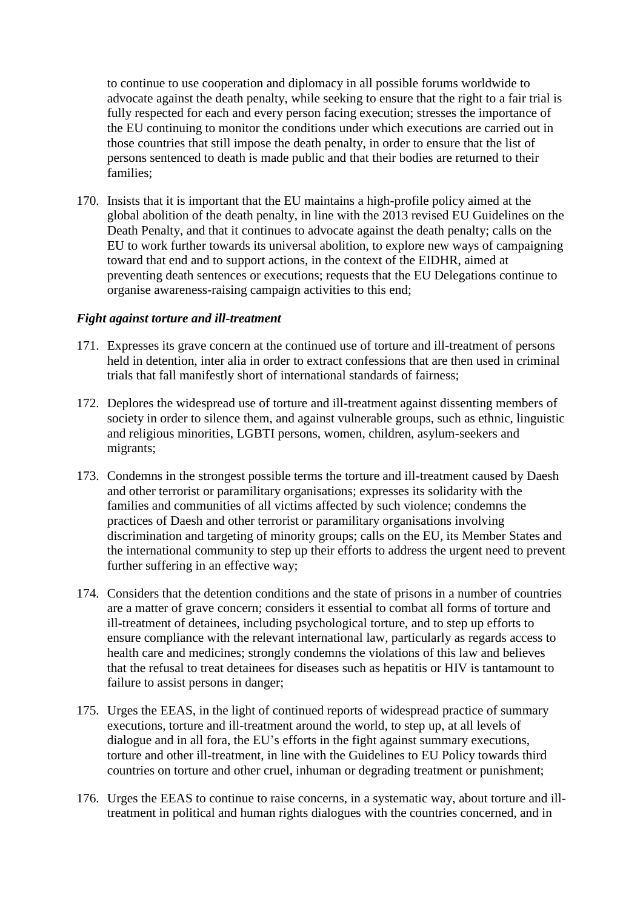to continue to use cooperation and diplomacy in all possible forums worldwide to advocate against the death penalty, while seeking to ensure that the right to a fair trial is fully respected for each and every person facing execution; stresses the importance of the EU continuing to monitor the conditions under which executions are carried out in those countries that still impose the death penalty, in order to ensure that the list of persons sentenced to death is made public and that their bodies are returned to their families;

170. Insists that it is important that the EU maintains a high-profile policy aimed at the global abolition of the death penalty, in line with the 2013 revised EU Guidelines on the Death Penalty, and that it continues to advocate against the death penalty; calls on the EU to work further towards its universal abolition, to explore new ways of campaigning toward that end and to support actions, in the context of the EIDHR, aimed at preventing death sentences or executions; requests that the EU Delegations continue to organise awareness-raising campaign activities to this end;

***Fight against torture and ill-treatment***

171. Expresses its grave concern at the continued use of torture and ill-treatment of persons held in detention, inter alia in order to extract confessions that are then used in criminal trials that fall manifestly short of international standards of fairness;

172. Deplores the widespread use of torture and ill-treatment against dissenting members of society in order to silence them, and against vulnerable groups, such as ethnic, linguistic and religious minorities, LGBTI persons, women, children, asylum-seekers and migrants;

173. Condemns in the strongest possible terms the torture and ill-treatment caused by Daesh and other terrorist or paramilitary organisations; expresses its solidarity with the families and communities of all victims affected by such violence; condemns the practices of Daesh and other terrorist or paramilitary organisations involving discrimination and targeting of minority groups; calls on the EU, its Member States and the international community to step up their efforts to address the urgent need to prevent further suffering in an effective way;

174. Considers that the detention conditions and the state of prisons in a number of countries are a matter of grave concern; considers it essential to combat all forms of torture and ill-treatment of detainees, including psychological torture, and to step up efforts to ensure compliance with the relevant international law, particularly as regards access to health care and medicines; strongly condemns the violations of this law and believes that the refusal to treat detainees for diseases such as hepatitis or HIV is tantamount to failure to assist persons in danger;

175. Urges the EEAS, in the light of continued reports of widespread practice of summary executions, torture and ill-treatment around the world, to step up, at all levels of dialogue and in all fora, the EU's efforts in the fight against summary executions, torture and other ill-treatment, in line with the Guidelines to EU Policy towards third countries on torture and other cruel, inhuman or degrading treatment or punishment;

176. Urges the EEAS to continue to raise concerns, in a systematic way, about torture and ill-treatment in political and human rights dialogues with the countries concerned, and in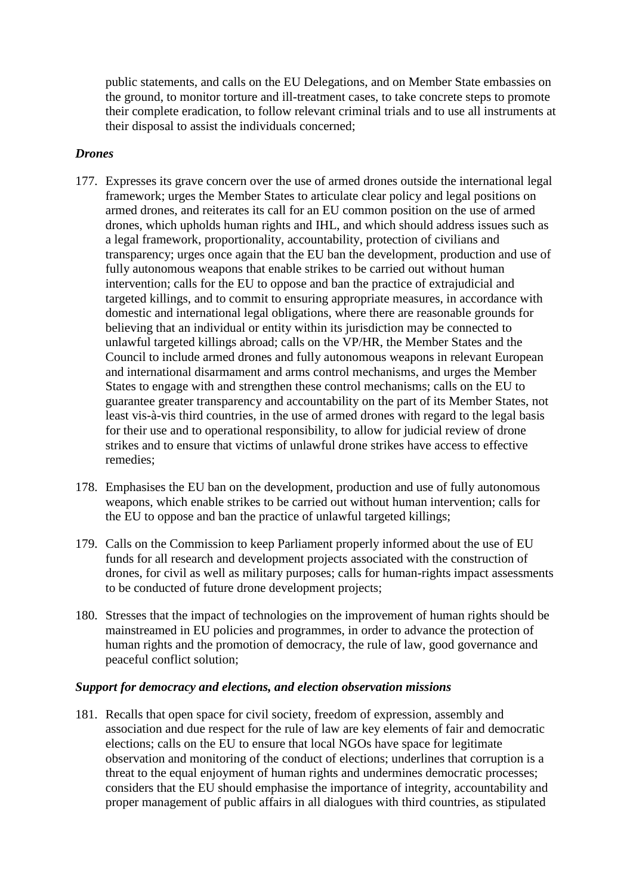public statements, and calls on the EU Delegations, and on Member State embassies on the ground, to monitor torture and ill-treatment cases, to take concrete steps to promote their complete eradication, to follow relevant criminal trials and to use all instruments at their disposal to assist the individuals concerned;

***Drones***

177. Expresses its grave concern over the use of armed drones outside the international legal framework; urges the Member States to articulate clear policy and legal positions on armed drones, and reiterates its call for an EU common position on the use of armed drones, which upholds human rights and IHL, and which should address issues such as a legal framework, proportionality, accountability, protection of civilians and transparency; urges once again that the EU ban the development, production and use of fully autonomous weapons that enable strikes to be carried out without human intervention; calls for the EU to oppose and ban the practice of extrajudicial and targeted killings, and to commit to ensuring appropriate measures, in accordance with domestic and international legal obligations, where there are reasonable grounds for believing that an individual or entity within its jurisdiction may be connected to unlawful targeted killings abroad; calls on the VP/HR, the Member States and the Council to include armed drones and fully autonomous weapons in relevant European and international disarmament and arms control mechanisms, and urges the Member States to engage with and strengthen these control mechanisms; calls on the EU to guarantee greater transparency and accountability on the part of its Member States, not least vis-à-vis third countries, in the use of armed drones with regard to the legal basis for their use and to operational responsibility, to allow for judicial review of drone strikes and to ensure that victims of unlawful drone strikes have access to effective remedies;

178. Emphasises the EU ban on the development, production and use of fully autonomous weapons, which enable strikes to be carried out without human intervention; calls for the EU to oppose and ban the practice of unlawful targeted killings;

179. Calls on the Commission to keep Parliament properly informed about the use of EU funds for all research and development projects associated with the construction of drones, for civil as well as military purposes; calls for human-rights impact assessments to be conducted of future drone development projects;

180. Stresses that the impact of technologies on the improvement of human rights should be mainstreamed in EU policies and programmes, in order to advance the protection of human rights and the promotion of democracy, the rule of law, good governance and peaceful conflict solution;

***Support for democracy and elections, and election observation missions***

181. Recalls that open space for civil society, freedom of expression, assembly and association and due respect for the rule of law are key elements of fair and democratic elections; calls on the EU to ensure that local NGOs have space for legitimate observation and monitoring of the conduct of elections; underlines that corruption is a threat to the equal enjoyment of human rights and undermines democratic processes; considers that the EU should emphasise the importance of integrity, accountability and proper management of public affairs in all dialogues with third countries, as stipulated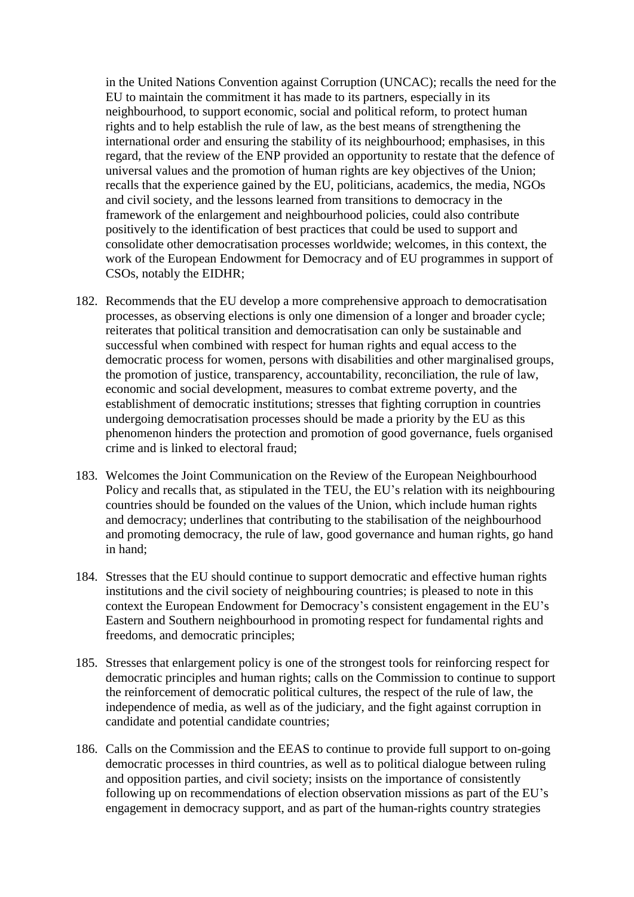in the United Nations Convention against Corruption (UNCAC); recalls the need for the EU to maintain the commitment it has made to its partners, especially in its neighbourhood, to support economic, social and political reform, to protect human rights and to help establish the rule of law, as the best means of strengthening the international order and ensuring the stability of its neighbourhood; emphasises, in this regard, that the review of the ENP provided an opportunity to restate that the defence of universal values and the promotion of human rights are key objectives of the Union; recalls that the experience gained by the EU, politicians, academics, the media, NGOs and civil society, and the lessons learned from transitions to democracy in the framework of the enlargement and neighbourhood policies, could also contribute positively to the identification of best practices that could be used to support and consolidate other democratisation processes worldwide; welcomes, in this context, the work of the European Endowment for Democracy and of EU programmes in support of CSOs, notably the EIDHR;

182. Recommends that the EU develop a more comprehensive approach to democratisation processes, as observing elections is only one dimension of a longer and broader cycle; reiterates that political transition and democratisation can only be sustainable and successful when combined with respect for human rights and equal access to the democratic process for women, persons with disabilities and other marginalised groups, the promotion of justice, transparency, accountability, reconciliation, the rule of law, economic and social development, measures to combat extreme poverty, and the establishment of democratic institutions; stresses that fighting corruption in countries undergoing democratisation processes should be made a priority by the EU as this phenomenon hinders the protection and promotion of good governance, fuels organised crime and is linked to electoral fraud;

183. Welcomes the Joint Communication on the Review of the European Neighbourhood Policy and recalls that, as stipulated in the TEU, the EU's relation with its neighbouring countries should be founded on the values of the Union, which include human rights and democracy; underlines that contributing to the stabilisation of the neighbourhood and promoting democracy, the rule of law, good governance and human rights, go hand in hand;

184. Stresses that the EU should continue to support democratic and effective human rights institutions and the civil society of neighbouring countries; is pleased to note in this context the European Endowment for Democracy's consistent engagement in the EU's Eastern and Southern neighbourhood in promoting respect for fundamental rights and freedoms, and democratic principles;

185. Stresses that enlargement policy is one of the strongest tools for reinforcing respect for democratic principles and human rights; calls on the Commission to continue to support the reinforcement of democratic political cultures, the respect of the rule of law, the independence of media, as well as of the judiciary, and the fight against corruption in candidate and potential candidate countries;

186. Calls on the Commission and the EEAS to continue to provide full support to on-going democratic processes in third countries, as well as to political dialogue between ruling and opposition parties, and civil society; insists on the importance of consistently following up on recommendations of election observation missions as part of the EU's engagement in democracy support, and as part of the human-rights country strategies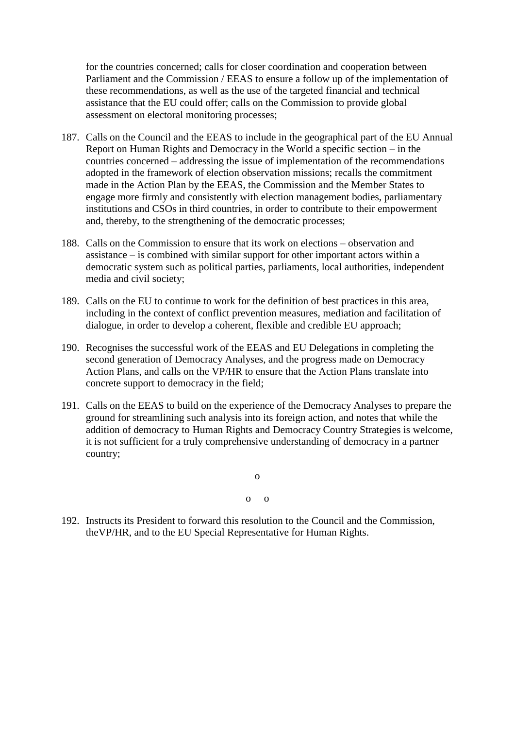for the countries concerned; calls for closer coordination and cooperation between Parliament and the Commission / EEAS to ensure a follow up of the implementation of these recommendations, as well as the use of the targeted financial and technical assistance that the EU could offer; calls on the Commission to provide global assessment on electoral monitoring processes;

187. Calls on the Council and the EEAS to include in the geographical part of the EU Annual Report on Human Rights and Democracy in the World a specific section – in the countries concerned – addressing the issue of implementation of the recommendations adopted in the framework of election observation missions; recalls the commitment made in the Action Plan by the EEAS, the Commission and the Member States to engage more firmly and consistently with election management bodies, parliamentary institutions and CSOs in third countries, in order to contribute to their empowerment and, thereby, to the strengthening of the democratic processes;

188. Calls on the Commission to ensure that its work on elections – observation and assistance – is combined with similar support for other important actors within a democratic system such as political parties, parliaments, local authorities, independent media and civil society;

189. Calls on the EU to continue to work for the definition of best practices in this area, including in the context of conflict prevention measures, mediation and facilitation of dialogue, in order to develop a coherent, flexible and credible EU approach;

190. Recognises the successful work of the EEAS and EU Delegations in completing the second generation of Democracy Analyses, and the progress made on Democracy Action Plans, and calls on the VP/HR to ensure that the Action Plans translate into concrete support to democracy in the field;

191. Calls on the EEAS to build on the experience of the Democracy Analyses to prepare the ground for streamlining such analysis into its foreign action, and notes that while the addition of democracy to Human Rights and Democracy Country Strategies is welcome, it is not sufficient for a truly comprehensive understanding of democracy in a partner country;

o

o o

192. Instructs its President to forward this resolution to the Council and the Commission, theVP/HR, and to the EU Special Representative for Human Rights.